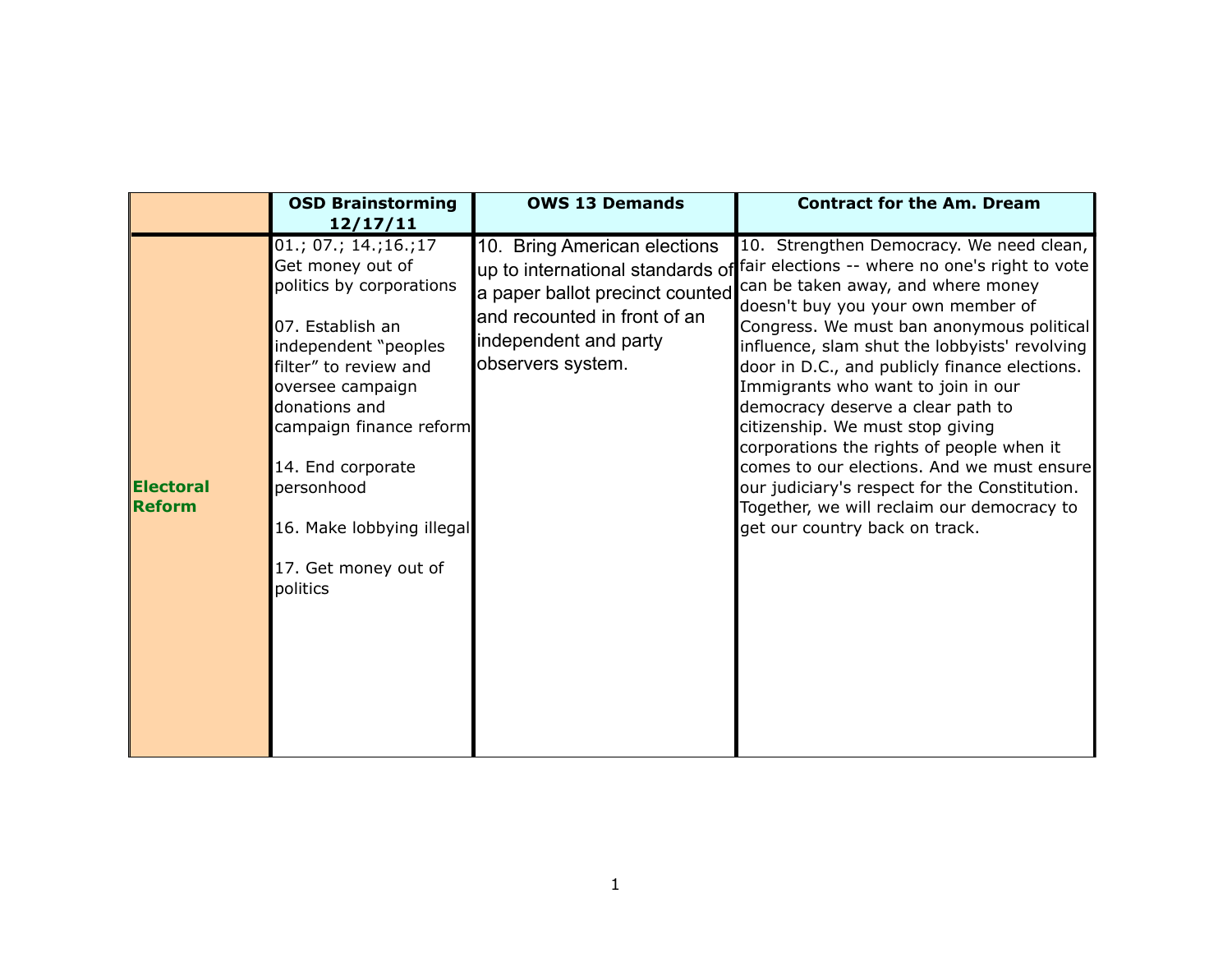| | OSD Brainstorming 12/17/11 | OWS 13 Demands | Contract for the Am. Dream |
|---|---|---|---|
| **Electoral Reform** | 01.; 07.; 14.;16.;17 Get money out of politics by corporations<br><br>07. Establish an independent "peoples filter" to review and oversee campaign donations and campaign finance reform<br><br>14. End corporate personhood<br><br>16. Make lobbying illegal<br><br>17. Get money out of politics | 10. Bring American elections up to international standards of a paper ballot precinct counted and recounted in front of an independent and party observers system. | 10. Strengthen Democracy. We need clean, fair elections -- where no one's right to vote can be taken away, and where money doesn't buy you your own member of Congress. We must ban anonymous political influence, slam shut the lobbyists' revolving door in D.C., and publicly finance elections. Immigrants who want to join in our democracy deserve a clear path to citizenship. We must stop giving corporations the rights of people when it comes to our elections. And we must ensure our judiciary's respect for the Constitution. Together, we will reclaim our democracy to get our country back on track. |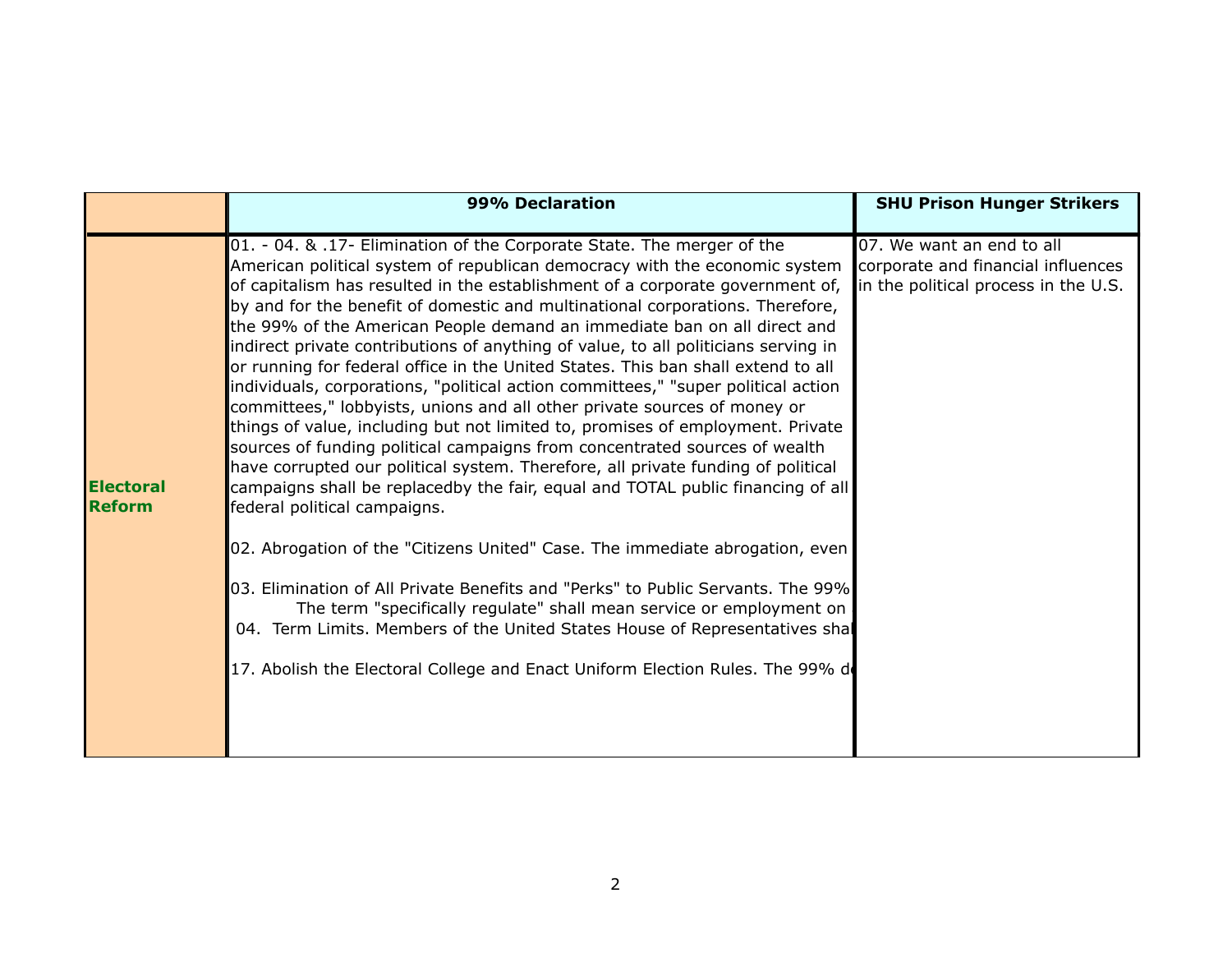| | 99% Declaration | SHU Prison Hunger Strikers |
|---|---|---|
| **Electoral Reform** | 01. - 04. & .17- Elimination of the Corporate State. The merger of the American political system of republican democracy with the economic system of capitalism has resulted in the establishment of a corporate government of, by and for the benefit of domestic and multinational corporations. Therefore, the 99% of the American People demand an immediate ban on all direct and indirect private contributions of anything of value, to all politicians serving in or running for federal office in the United States. This ban shall extend to all individuals, corporations, "political action committees," "super political action committees," lobbyists, unions and all other private sources of money or things of value, including but not limited to, promises of employment. Private sources of funding political campaigns from concentrated sources of wealth have corrupted our political system. Therefore, all private funding of political campaigns shall be replacedby the fair, equal and TOTAL public financing of all federal political campaigns.<br><br>02. Abrogation of the "Citizens United" Case. The immediate abrogation, even<br><br>03. Elimination of All Private Benefits and "Perks" to Public Servants. The 99%<br>The term "specifically regulate" shall mean service or employment on<br>04. Term Limits. Members of the United States House of Representatives shal<br><br>17. Abolish the Electoral College and Enact Uniform Election Rules. The 99% d | 07. We want an end to all corporate and financial influences in the political process in the U.S. |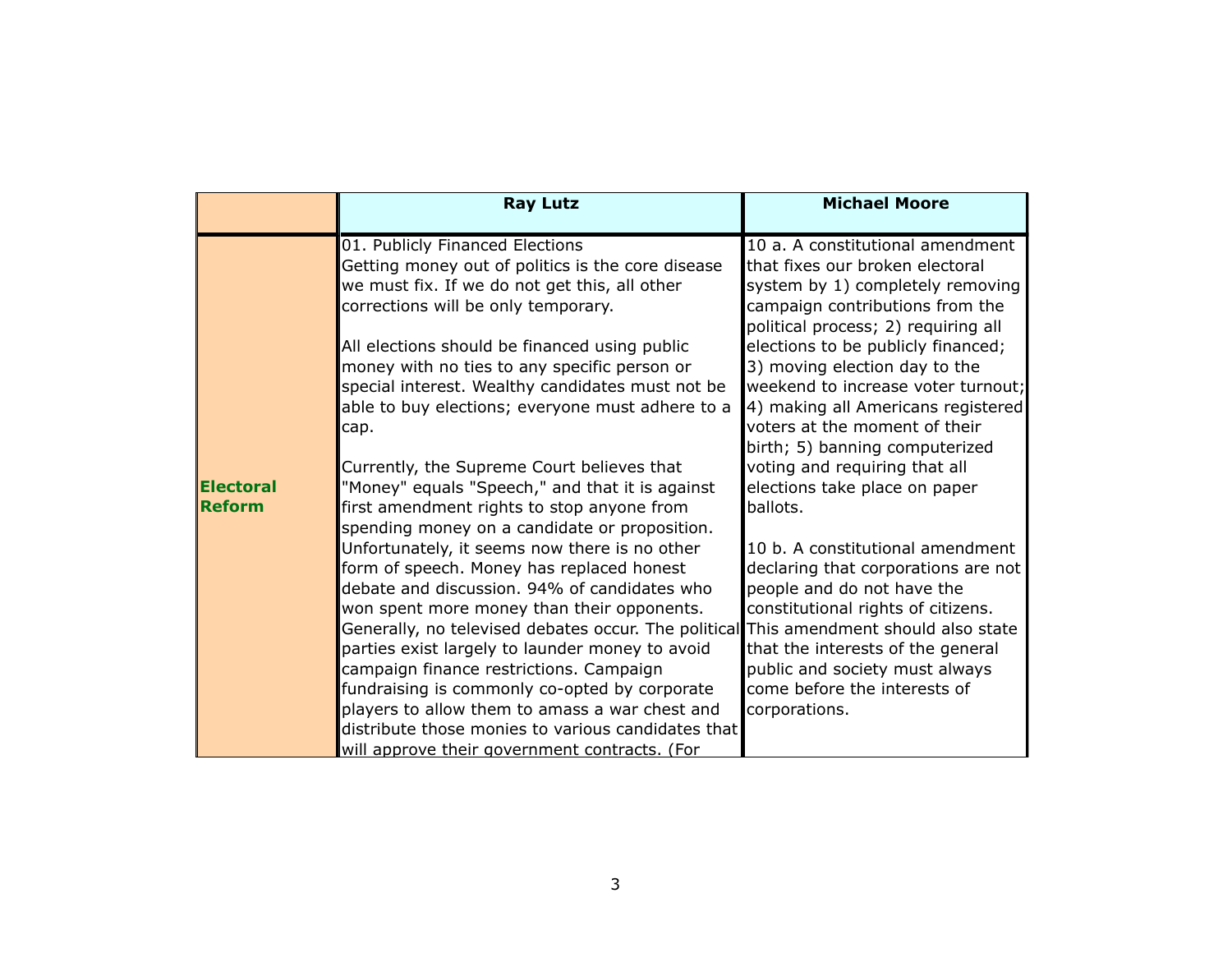| | Ray Lutz | Michael Moore |
|---|---|---|
| **Electoral Reform** | 01. Publicly Financed Elections<br>Getting money out of politics is the core disease we must fix. If we do not get this, all other corrections will be only temporary.<br><br>All elections should be financed using public money with no ties to any specific person or special interest. Wealthy candidates must not be able to buy elections; everyone must adhere to a cap.<br><br>Currently, the Supreme Court believes that "Money" equals "Speech," and that it is against first amendment rights to stop anyone from spending money on a candidate or proposition. Unfortunately, it seems now there is no other form of speech. Money has replaced honest debate and discussion. 94% of candidates who won spent more money than their opponents. Generally, no televised debates occur. The political parties exist largely to launder money to avoid campaign finance restrictions. Campaign fundraising is commonly co-opted by corporate players to allow them to amass a war chest and distribute those monies to various candidates that will approve their government contracts. (For | 10 a. A constitutional amendment that fixes our broken electoral system by 1) completely removing campaign contributions from the political process; 2) requiring all elections to be publicly financed; 3) moving election day to the weekend to increase voter turnout; 4) making all Americans registered voters at the moment of their birth; 5) banning computerized voting and requiring that all elections take place on paper ballots.<br><br>10 b. A constitutional amendment declaring that corporations are not people and do not have the constitutional rights of citizens. This amendment should also state that the interests of the general public and society must always come before the interests of corporations. |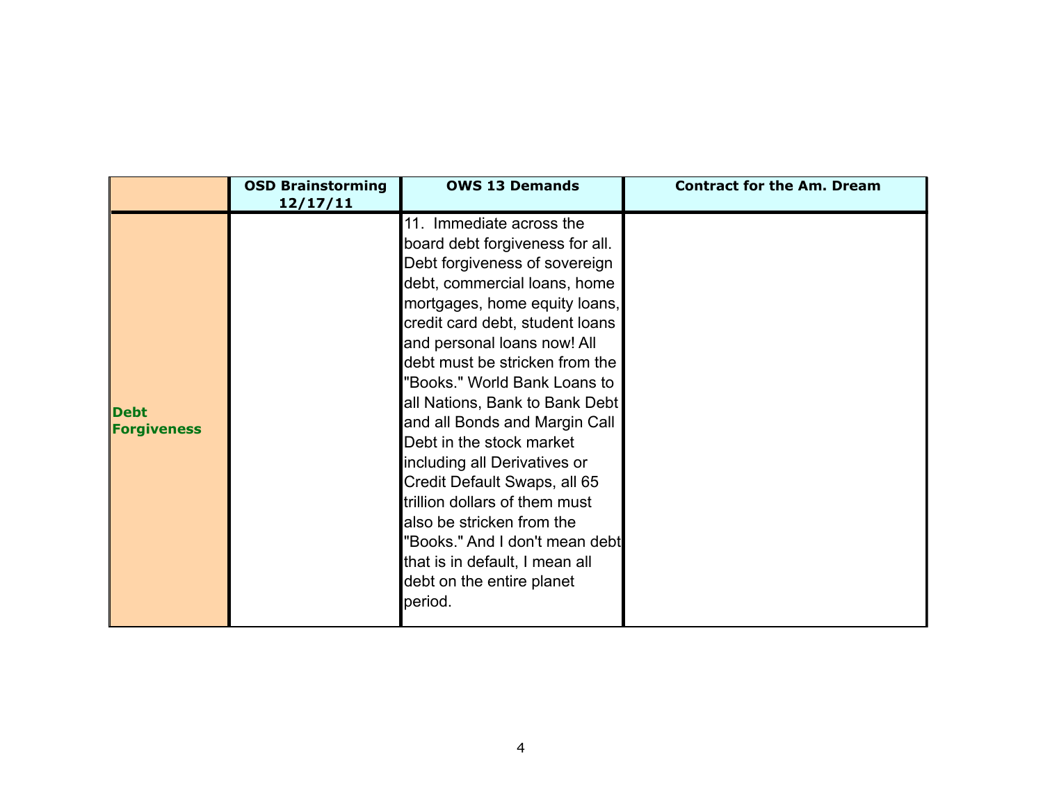| | OSD Brainstorming 12/17/11 | OWS 13 Demands | Contract for the Am. Dream |
|---|---|---|---|
| **Debt Forgiveness** | | 11. Immediate across the board debt forgiveness for all. Debt forgiveness of sovereign debt, commercial loans, home mortgages, home equity loans, credit card debt, student loans and personal loans now! All debt must be stricken from the "Books." World Bank Loans to all Nations, Bank to Bank Debt and all Bonds and Margin Call Debt in the stock market including all Derivatives or Credit Default Swaps, all 65 trillion dollars of them must also be stricken from the "Books." And I don't mean debt that is in default, I mean all debt on the entire planet period. | |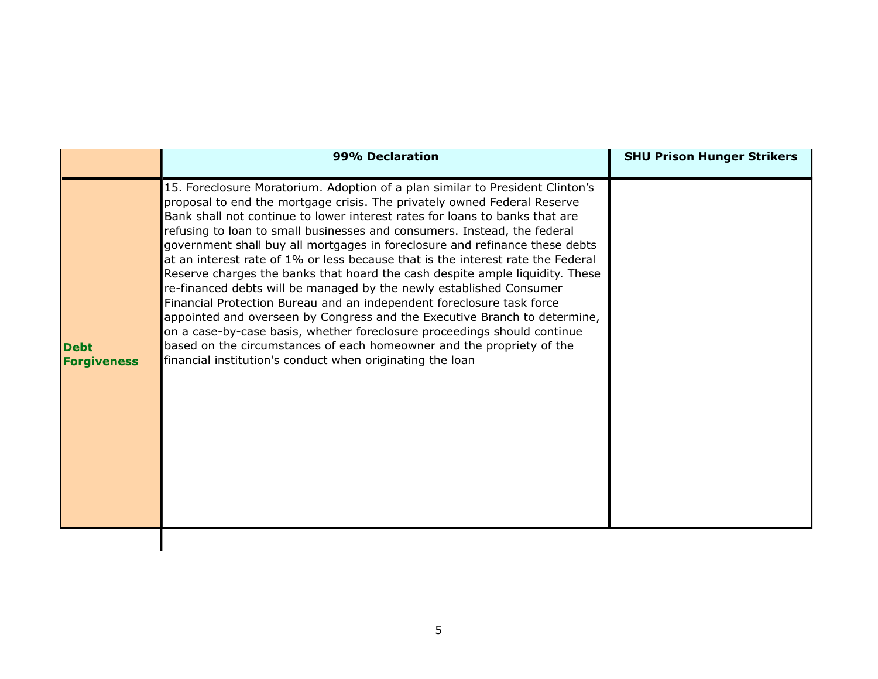| | 99% Declaration | SHU Prison Hunger Strikers |
|---|---|---|
| **Debt Forgiveness** | 15. Foreclosure Moratorium. Adoption of a plan similar to President Clinton’s proposal to end the mortgage crisis. The privately owned Federal Reserve Bank shall not continue to lower interest rates for loans to banks that are refusing to loan to small businesses and consumers. Instead, the federal government shall buy all mortgages in foreclosure and refinance these debts at an interest rate of 1% or less because that is the interest rate the Federal Reserve charges the banks that hoard the cash despite ample liquidity. These re-financed debts will be managed by the newly established Consumer Financial Protection Bureau and an independent foreclosure task force appointed and overseen by Congress and the Executive Branch to determine, on a case-by-case basis, whether foreclosure proceedings should continue based on the circumstances of each homeowner and the propriety of the financial institution's conduct when originating the loan | |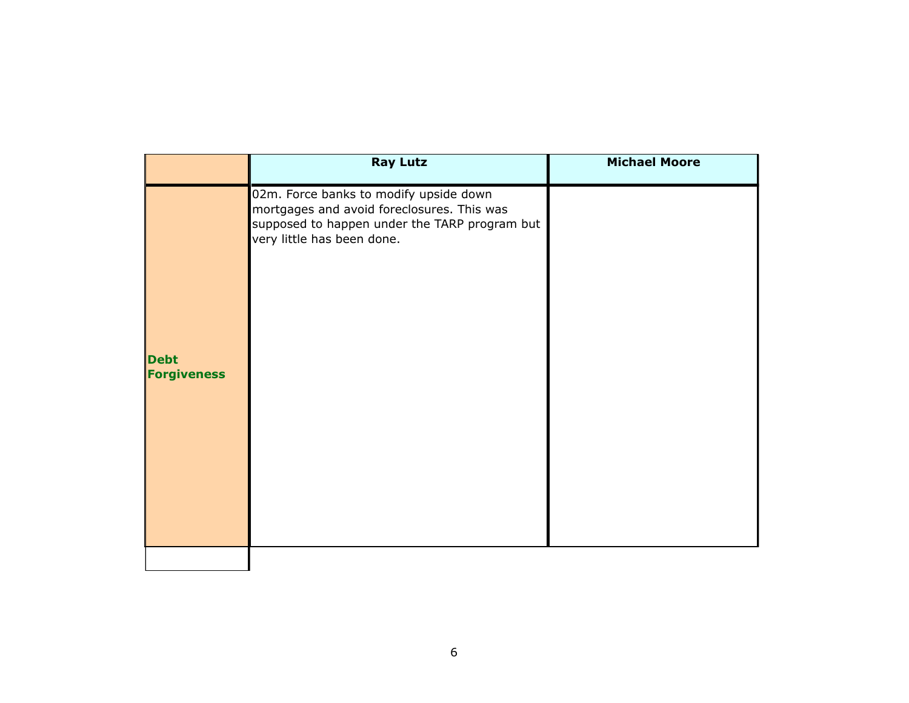| | Ray Lutz | Michael Moore |
|---|---|---|
| **Debt Forgiveness** | 02m. Force banks to modify upside down mortgages and avoid foreclosures. This was supposed to happen under the TARP program but very little has been done. | |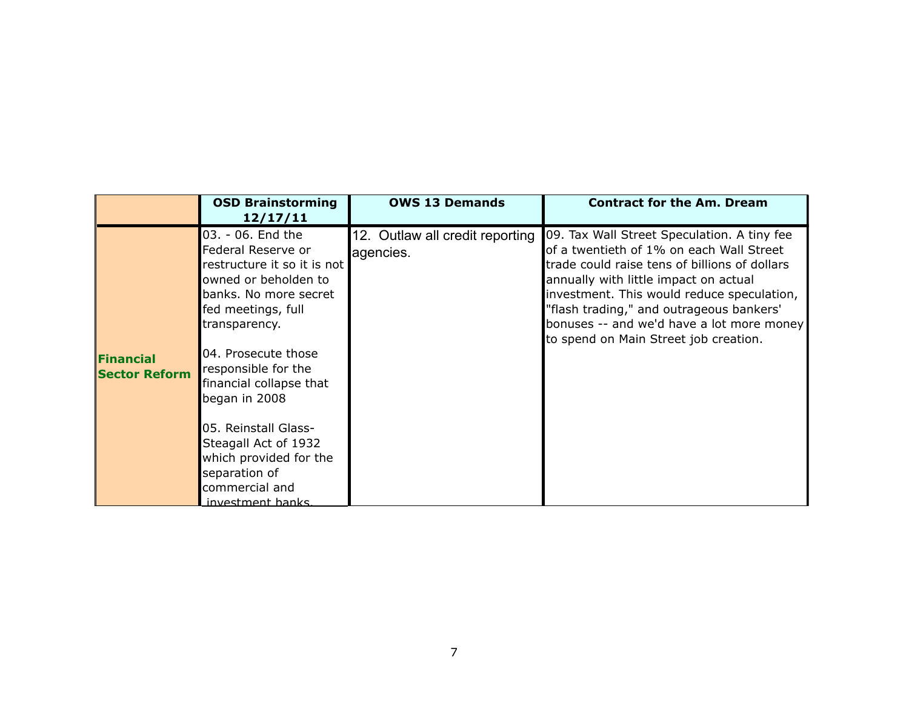| | OSD Brainstorming 12/17/11 | OWS 13 Demands | Contract for the Am. Dream |
|---|---|---|---|
| **Financial Sector Reform** | 03. - 06. End the Federal Reserve or restructure it so it is not owned or beholden to banks. No more secret fed meetings, full transparency.<br><br>04. Prosecute those responsible for the financial collapse that began in 2008<br><br>05. Reinstall Glass-Steagall Act of 1932 which provided for the separation of commercial and investment banks. | 12. Outlaw all credit reporting agencies. | 09. Tax Wall Street Speculation. A tiny fee of a twentieth of 1% on each Wall Street trade could raise tens of billions of dollars annually with little impact on actual investment. This would reduce speculation, "flash trading," and outrageous bankers' bonuses -- and we'd have a lot more money to spend on Main Street job creation. |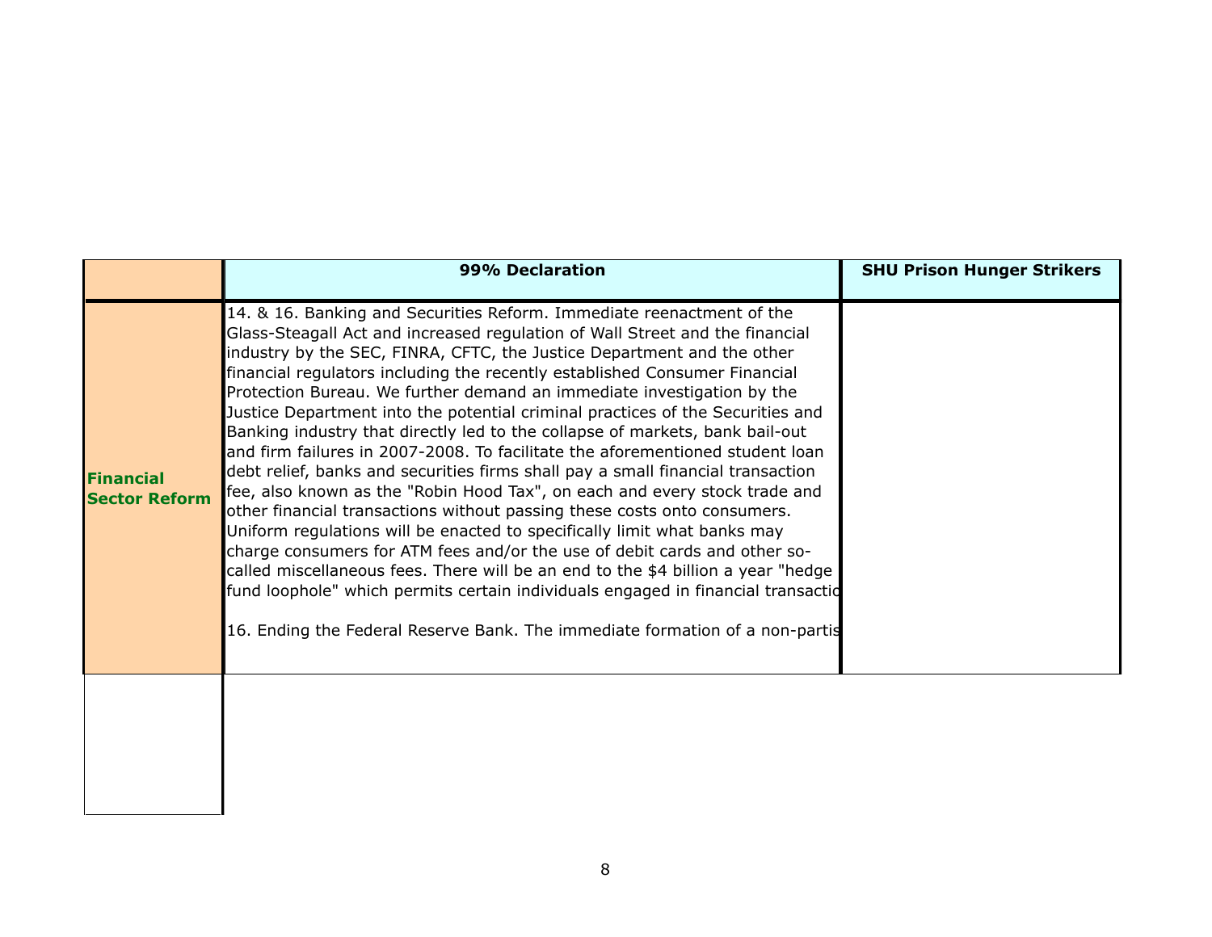| | 99% Declaration | SHU Prison Hunger Strikers |
|---|---|---|
| **Financial Sector Reform** | 14. & 16. Banking and Securities Reform. Immediate reenactment of the Glass-Steagall Act and increased regulation of Wall Street and the financial industry by the SEC, FINRA, CFTC, the Justice Department and the other financial regulators including the recently established Consumer Financial Protection Bureau. We further demand an immediate investigation by the Justice Department into the potential criminal practices of the Securities and Banking industry that directly led to the collapse of markets, bank bail-out and firm failures in 2007-2008. To facilitate the aforementioned student loan debt relief, banks and securities firms shall pay a small financial transaction fee, also known as the "Robin Hood Tax", on each and every stock trade and other financial transactions without passing these costs onto consumers. Uniform regulations will be enacted to specifically limit what banks may charge consumers for ATM fees and/or the use of debit cards and other so-called miscellaneous fees. There will be an end to the $4 billion a year "hedge fund loophole" which permits certain individuals engaged in financial transactio<br><br>16. Ending the Federal Reserve Bank. The immediate formation of a non-partis | |
| | | |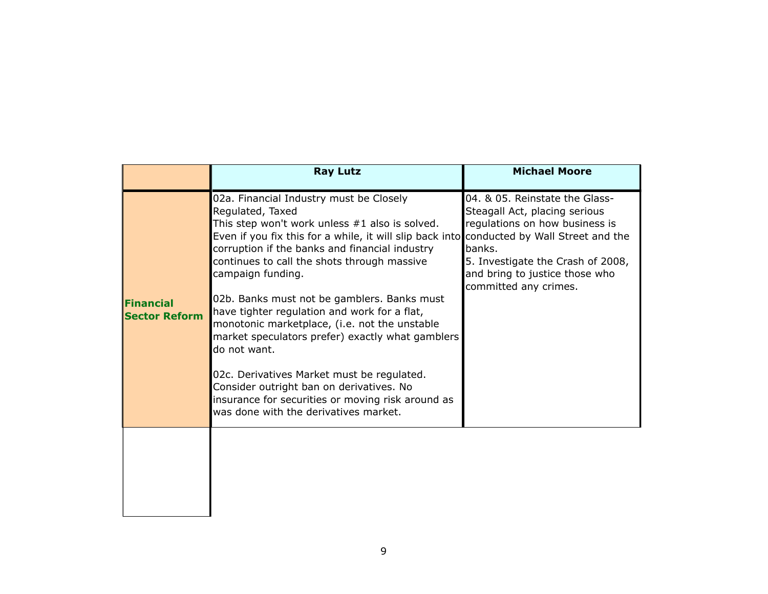| | Ray Lutz | Michael Moore |
|---|---|---|
| **Financial Sector Reform** | 02a. Financial Industry must be Closely Regulated, Taxed<br>This step won't work unless #1 also is solved. Even if you fix this for a while, it will slip back into corruption if the banks and financial industry continues to call the shots through massive campaign funding.<br><br>02b. Banks must not be gamblers. Banks must have tighter regulation and work for a flat, monotonic marketplace, (i.e. not the unstable market speculators prefer) exactly what gamblers do not want.<br><br>02c. Derivatives Market must be regulated. Consider outright ban on derivatives. No insurance for securities or moving risk around as was done with the derivatives market. | 04. & 05. Reinstate the Glass-Steagall Act, placing serious regulations on how business is conducted by Wall Street and the banks.<br>5. Investigate the Crash of 2008, and bring to justice those who committed any crimes. |
| | | |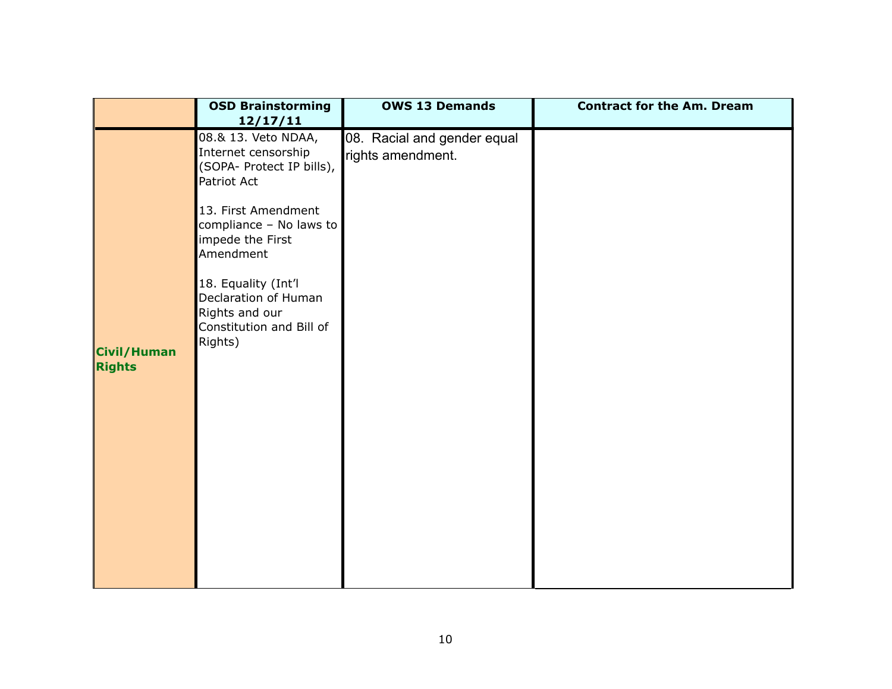| | OSD Brainstorming 12/17/11 | OWS 13 Demands | Contract for the Am. Dream |
|---|---|---|---|
| **Civil/Human Rights** | 08.& 13. Veto NDAA, Internet censorship (SOPA- Protect IP bills), Patriot Act<br><br>13. First Amendment compliance – No laws to impede the First Amendment<br><br>18. Equality (Int'l Declaration of Human Rights and our Constitution and Bill of Rights) | 08. Racial and gender equal rights amendment. | |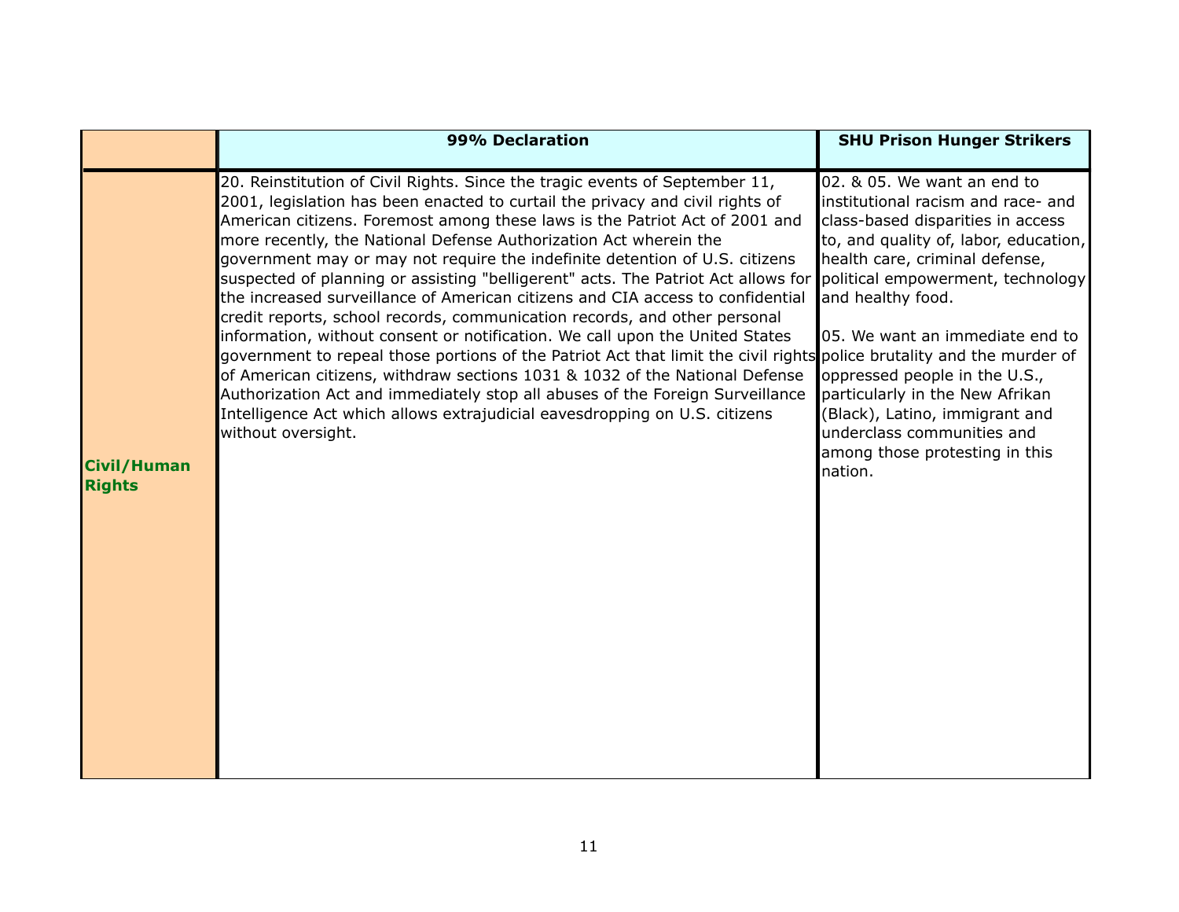| | 99% Declaration | SHU Prison Hunger Strikers |
|---|---|---|
| **Civil/Human Rights** | 20. Reinstitution of Civil Rights. Since the tragic events of September 11, 2001, legislation has been enacted to curtail the privacy and civil rights of American citizens. Foremost among these laws is the Patriot Act of 2001 and more recently, the National Defense Authorization Act wherein the government may or may not require the indefinite detention of U.S. citizens suspected of planning or assisting "belligerent" acts. The Patriot Act allows for the increased surveillance of American citizens and CIA access to confidential credit reports, school records, communication records, and other personal information, without consent or notification. We call upon the United States government to repeal those portions of the Patriot Act that limit the civil rights of American citizens, withdraw sections 1031 & 1032 of the National Defense Authorization Act and immediately stop all abuses of the Foreign Surveillance Intelligence Act which allows extrajudicial eavesdropping on U.S. citizens without oversight. | 02. & 05. We want an end to institutional racism and race- and class-based disparities in access to, and quality of, labor, education, health care, criminal defense, political empowerment, technology and healthy food.<br><br>05. We want an immediate end to police brutality and the murder of oppressed people in the U.S., particularly in the New Afrikan (Black), Latino, immigrant and underclass communities and among those protesting in this nation. |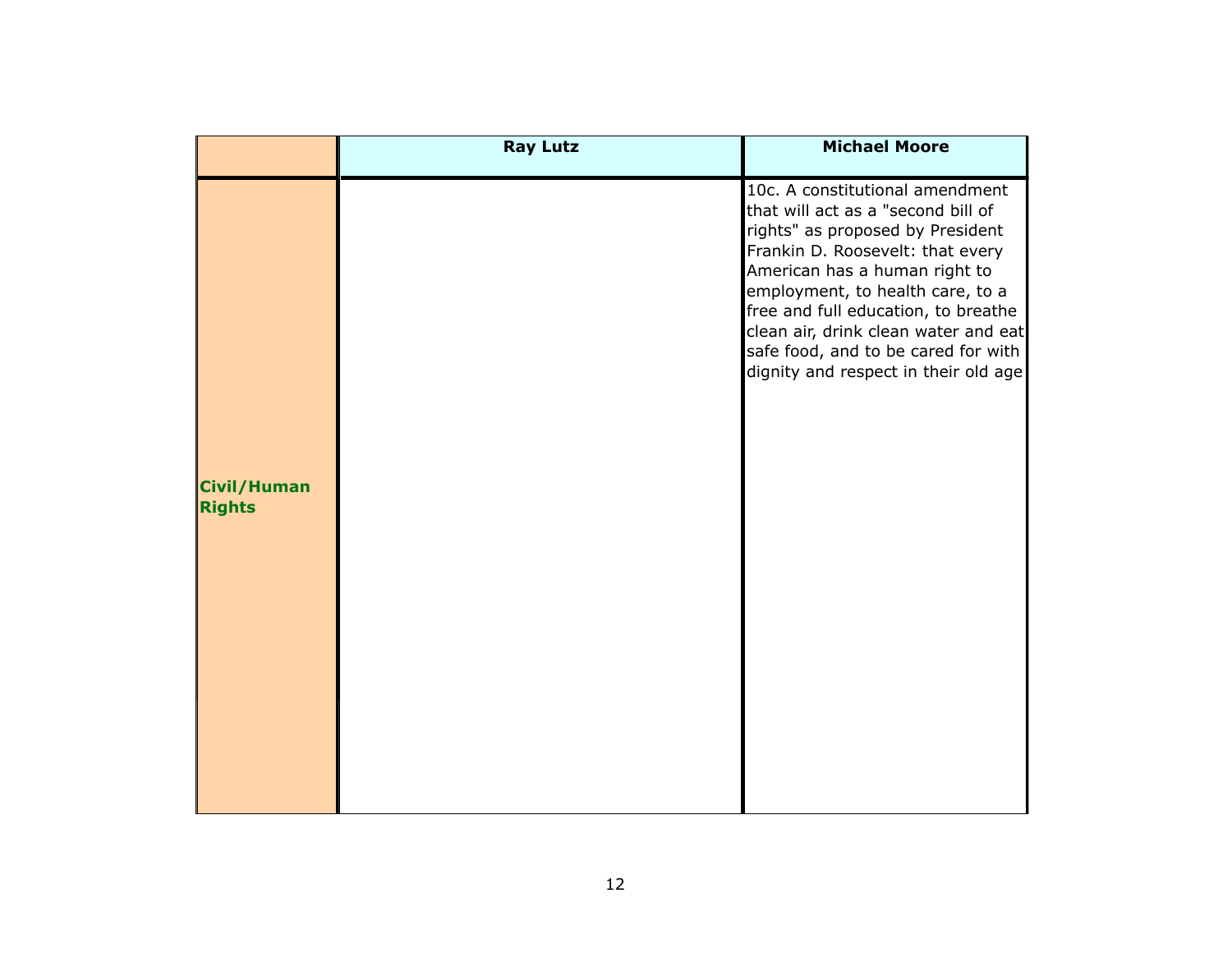| | Ray Lutz | Michael Moore |
|---|---|---|
| **Civil/Human Rights** | | 10c. A constitutional amendment that will act as a "second bill of rights" as proposed by President Frankin D. Roosevelt: that every American has a human right to employment, to health care, to a free and full education, to breathe clean air, drink clean water and eat safe food, and to be cared for with dignity and respect in their old age |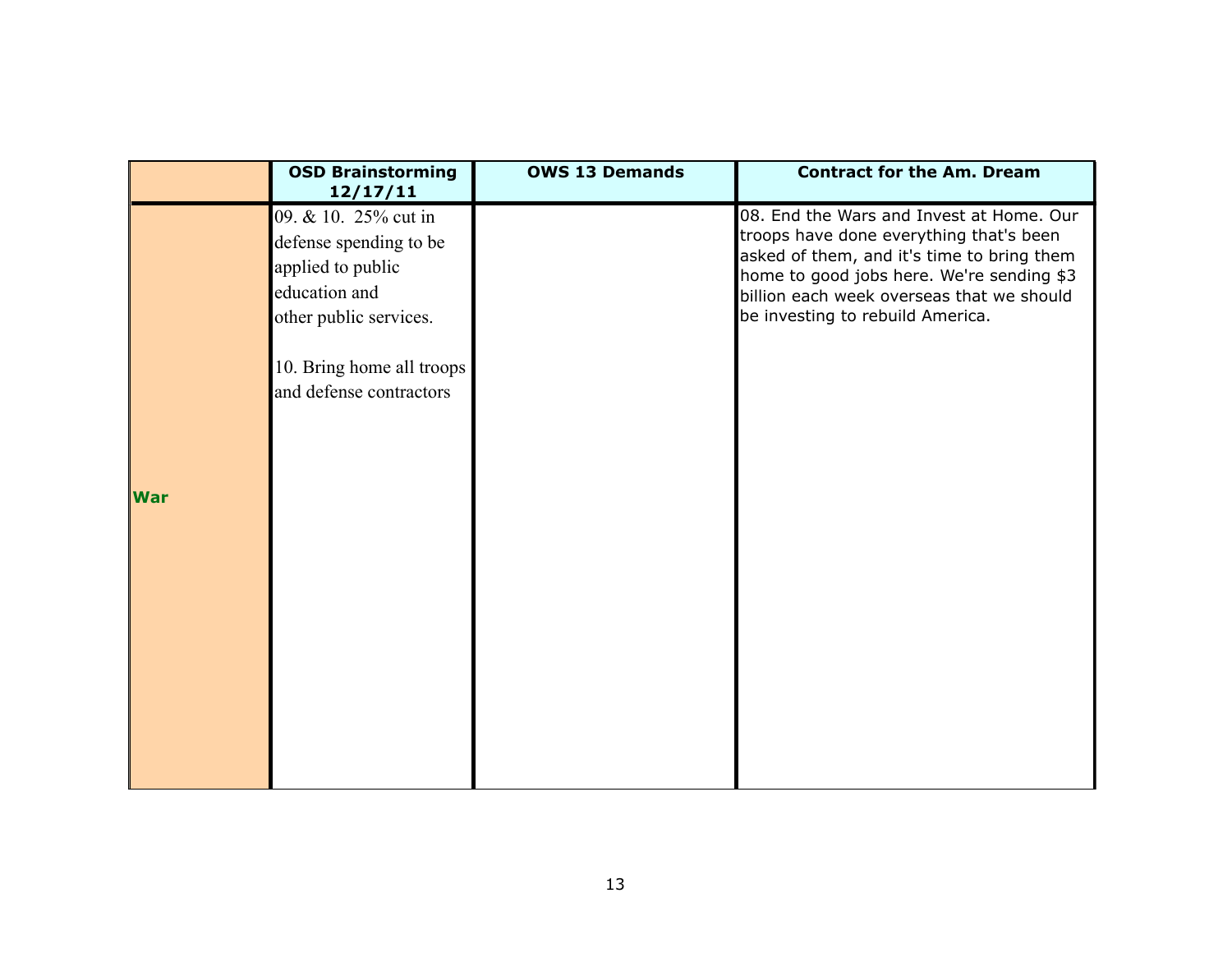| | OSD Brainstorming 12/17/11 | OWS 13 Demands | Contract for the Am. Dream |
|---|---|---|---|
| **War** | 09. & 10. 25% cut in defense spending to be applied to public education and other public services.<br><br>10. Bring home all troops and defense contractors | | 08. End the Wars and Invest at Home. Our troops have done everything that's been asked of them, and it's time to bring them home to good jobs here. We're sending $3 billion each week overseas that we should be investing to rebuild America. |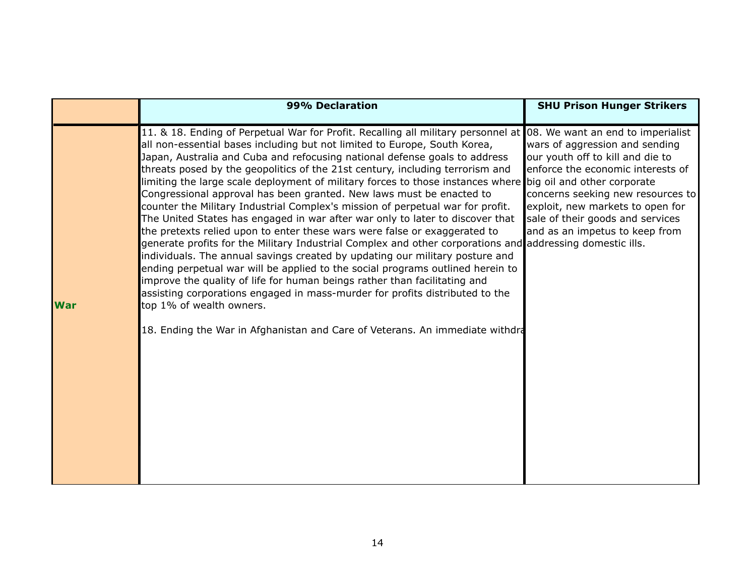| | 99% Declaration | SHU Prison Hunger Strikers |
|---|---|---|
| **War** | 11. & 18. Ending of Perpetual War for Profit. Recalling all military personnel at all non-essential bases including but not limited to Europe, South Korea, Japan, Australia and Cuba and refocusing national defense goals to address threats posed by the geopolitics of the 21st century, including terrorism and limiting the large scale deployment of military forces to those instances where Congressional approval has been granted. New laws must be enacted to counter the Military Industrial Complex's mission of perpetual war for profit. The United States has engaged in war after war only to later to discover that the pretexts relied upon to enter these wars were false or exaggerated to generate profits for the Military Industrial Complex and other corporations and individuals. The annual savings created by updating our military posture and ending perpetual war will be applied to the social programs outlined herein to improve the quality of life for human beings rather than facilitating and assisting corporations engaged in mass-murder for profits distributed to the top 1% of wealth owners.<br><br>18. Ending the War in Afghanistan and Care of Veterans. An immediate withdra | 08. We want an end to imperialist wars of aggression and sending our youth off to kill and die to enforce the economic interests of big oil and other corporate concerns seeking new resources to exploit, new markets to open for sale of their goods and services and as an impetus to keep from addressing domestic ills. |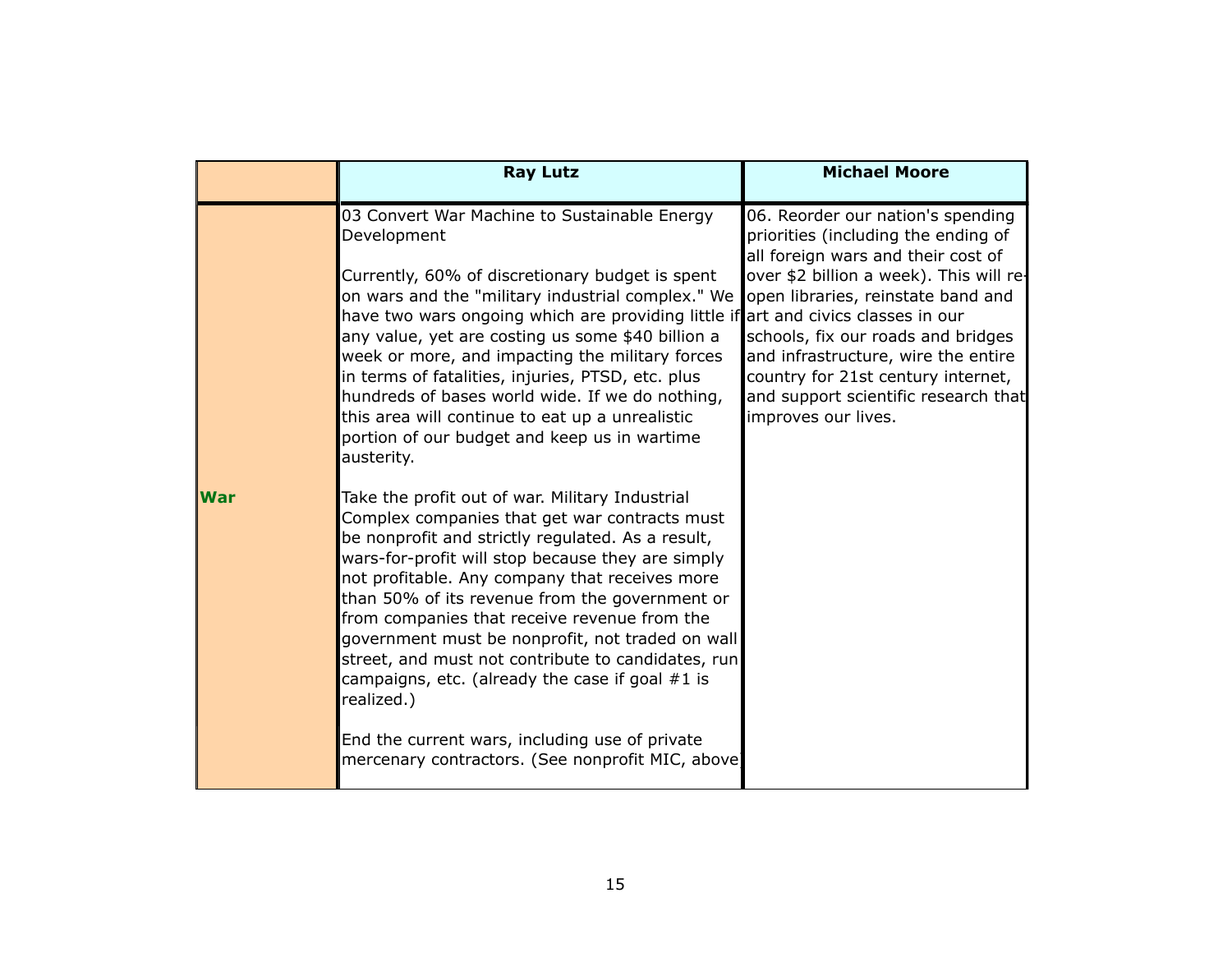| | Ray Lutz | Michael Moore |
|---|---|---|
| **War** | 03 Convert War Machine to Sustainable Energy Development<br><br>Currently, 60% of discretionary budget is spent on wars and the "military industrial complex." We have two wars ongoing which are providing little if any value, yet are costing us some $40 billion a week or more, and impacting the military forces in terms of fatalities, injuries, PTSD, etc. plus hundreds of bases world wide. If we do nothing, this area will continue to eat up a unrealistic portion of our budget and keep us in wartime austerity.<br><br>Take the profit out of war. Military Industrial Complex companies that get war contracts must be nonprofit and strictly regulated. As a result, wars-for-profit will stop because they are simply not profitable. Any company that receives more than 50% of its revenue from the government or from companies that receive revenue from the government must be nonprofit, not traded on wall street, and must not contribute to candidates, run campaigns, etc. (already the case if goal #1 is realized.)<br><br>End the current wars, including use of private mercenary contractors. (See nonprofit MIC, above) | 06. Reorder our nation's spending priorities (including the ending of all foreign wars and their cost of over $2 billion a week). This will re-open libraries, reinstate band and art and civics classes in our schools, fix our roads and bridges and infrastructure, wire the entire country for 21st century internet, and support scientific research that improves our lives. |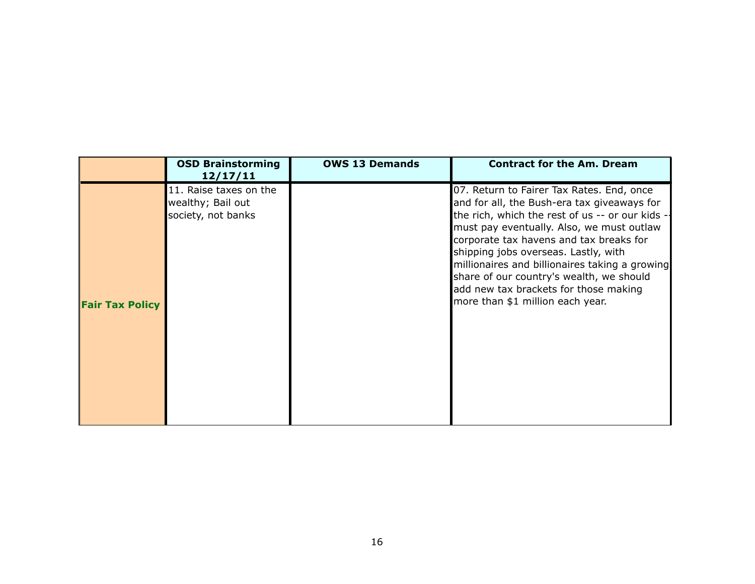| | OSD Brainstorming 12/17/11 | OWS 13 Demands | Contract for the Am. Dream |
|---|---|---|---|
| **Fair Tax Policy** | 11. Raise taxes on the wealthy; Bail out society, not banks | | 07. Return to Fairer Tax Rates. End, once and for all, the Bush-era tax giveaways for the rich, which the rest of us -- or our kids -- must pay eventually. Also, we must outlaw corporate tax havens and tax breaks for shipping jobs overseas. Lastly, with millionaires and billionaires taking a growing share of our country's wealth, we should add new tax brackets for those making more than $1 million each year. |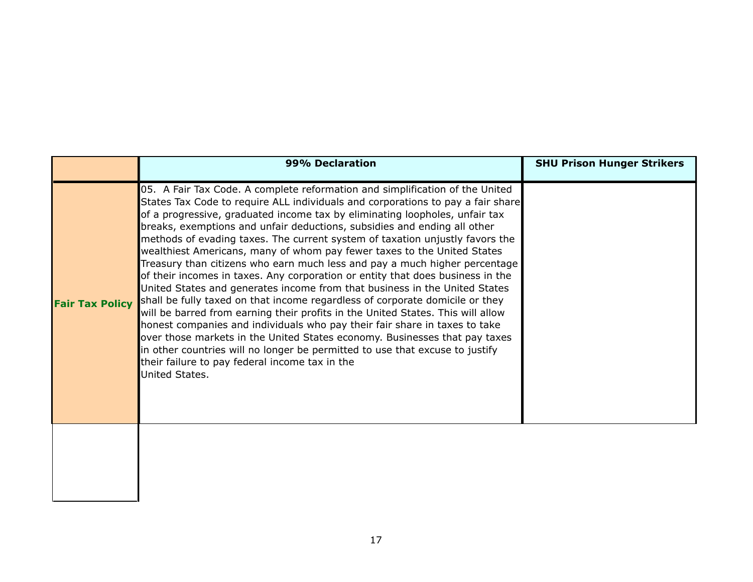| | 99% Declaration | SHU Prison Hunger Strikers |
|---|---|---|
| **Fair Tax Policy** | 05. A Fair Tax Code. A complete reformation and simplification of the United States Tax Code to require ALL individuals and corporations to pay a fair share of a progressive, graduated income tax by eliminating loopholes, unfair tax breaks, exemptions and unfair deductions, subsidies and ending all other methods of evading taxes. The current system of taxation unjustly favors the wealthiest Americans, many of whom pay fewer taxes to the United States Treasury than citizens who earn much less and pay a much higher percentage of their incomes in taxes. Any corporation or entity that does business in the United States and generates income from that business in the United States shall be fully taxed on that income regardless of corporate domicile or they will be barred from earning their profits in the United States. This will allow honest companies and individuals who pay their fair share in taxes to take over those markets in the United States economy. Businesses that pay taxes in other countries will no longer be permitted to use that excuse to justify their failure to pay federal income tax in the United States. | |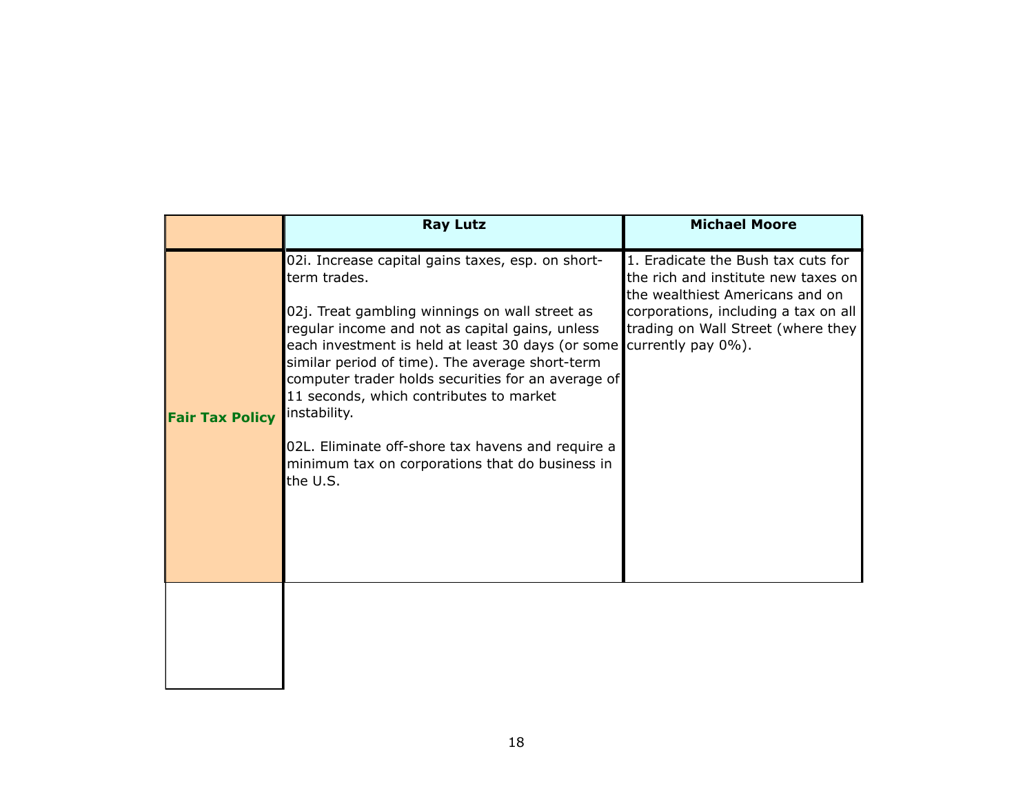| | Ray Lutz | Michael Moore |
|---|---|---|
| **Fair Tax Policy** | 02i. Increase capital gains taxes, esp. on short-term trades.<br><br>02j. Treat gambling winnings on wall street as regular income and not as capital gains, unless each investment is held at least 30 days (or some similar period of time). The average short-term computer trader holds securities for an average of 11 seconds, which contributes to market instability.<br><br>02L. Eliminate off-shore tax havens and require a minimum tax on corporations that do business in the U.S. | 1. Eradicate the Bush tax cuts for the rich and institute new taxes on the wealthiest Americans and on corporations, including a tax on all trading on Wall Street (where they currently pay 0%). |
| | | |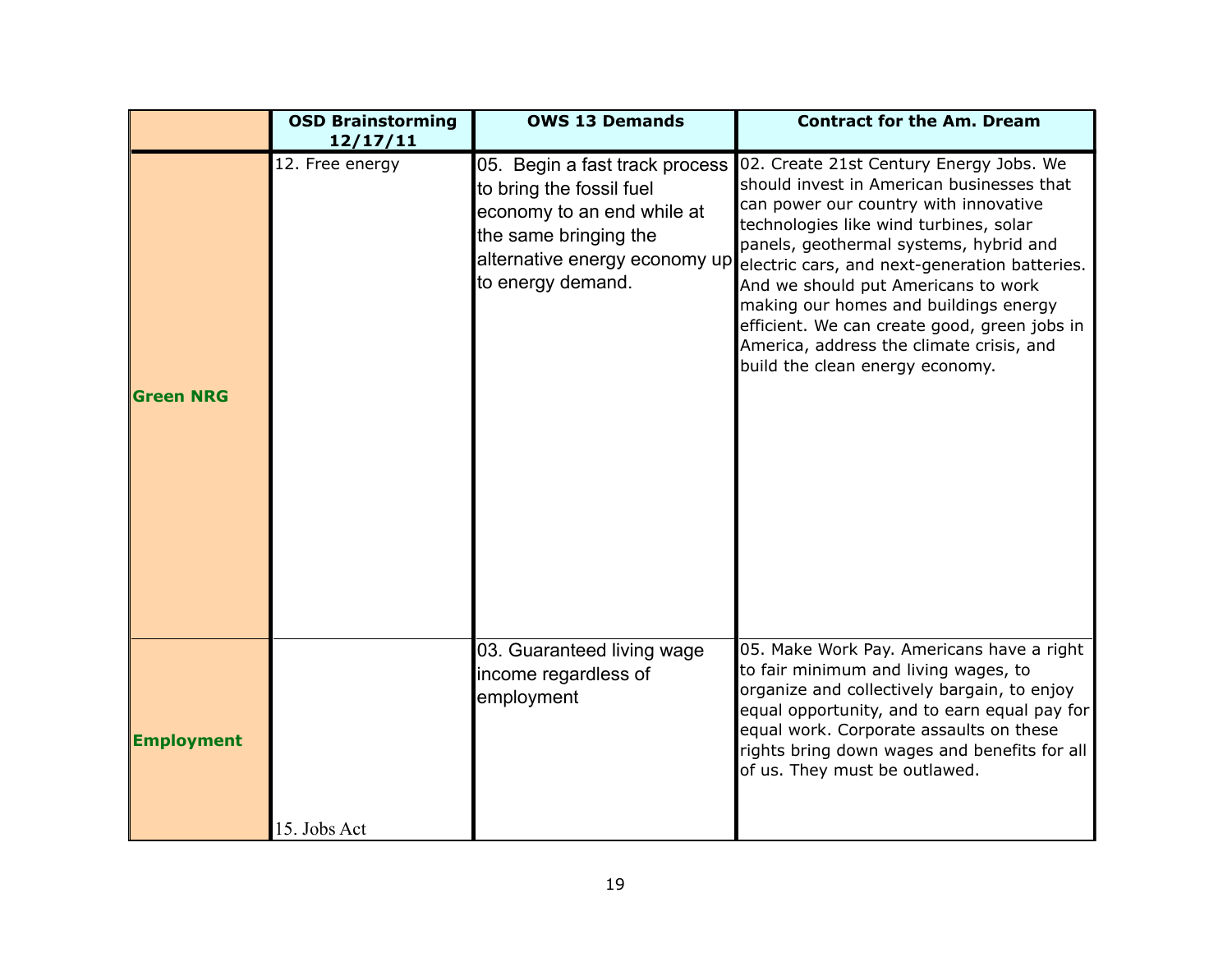| | OSD Brainstorming 12/17/11 | OWS 13 Demands | Contract for the Am. Dream |
|---|---|---|---|
| **Green NRG** | 12. Free energy | 05. Begin a fast track process to bring the fossil fuel economy to an end while at the same bringing the alternative energy economy up to energy demand. | 02. Create 21st Century Energy Jobs. We should invest in American businesses that can power our country with innovative technologies like wind turbines, solar panels, geothermal systems, hybrid and electric cars, and next-generation batteries. And we should put Americans to work making our homes and buildings energy efficient. We can create good, green jobs in America, address the climate crisis, and build the clean energy economy. |
| **Employment** | 15. Jobs Act | 03. Guaranteed living wage income regardless of employment | 05. Make Work Pay. Americans have a right to fair minimum and living wages, to organize and collectively bargain, to enjoy equal opportunity, and to earn equal pay for equal work. Corporate assaults on these rights bring down wages and benefits for all of us. They must be outlawed. |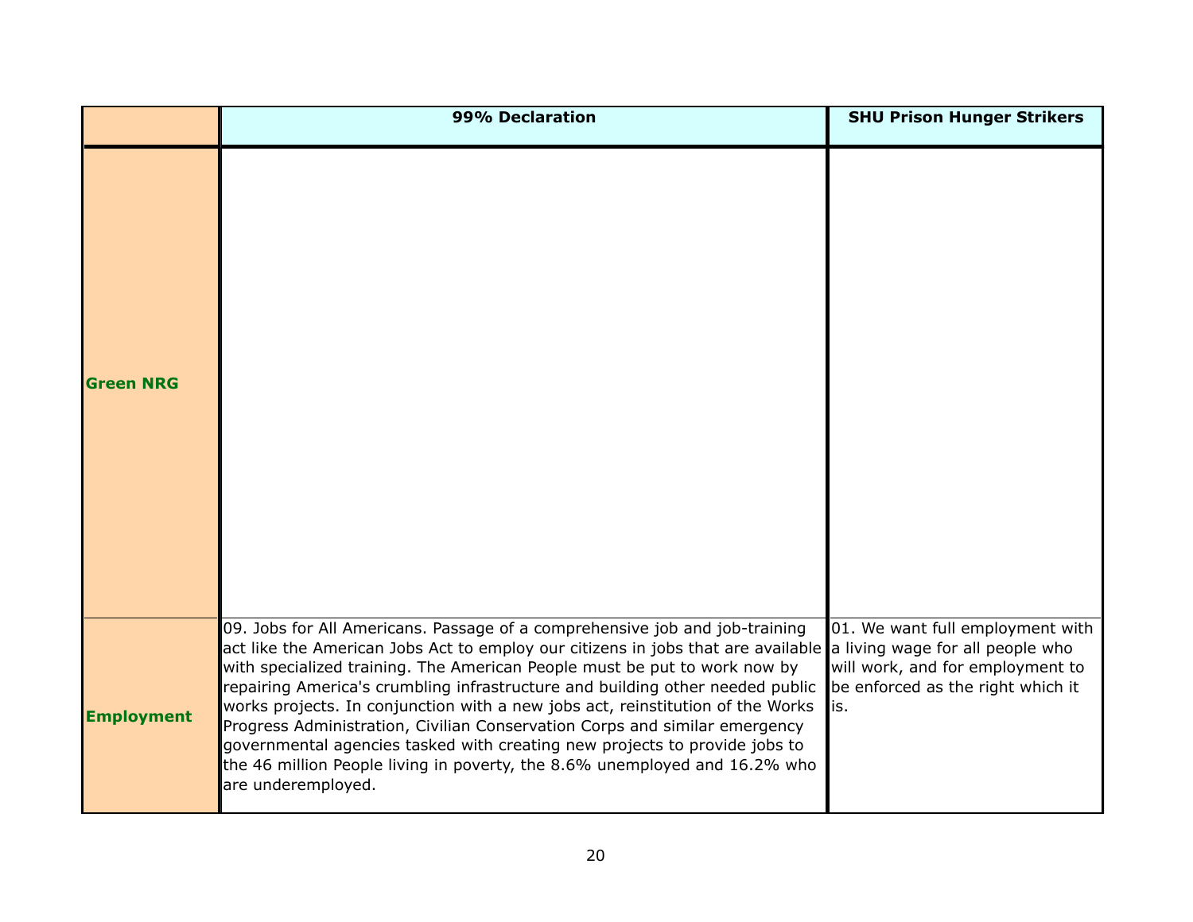| | 99% Declaration | SHU Prison Hunger Strikers |
|---|---|---|
| **Green NRG** | | |
| **Employment** | 09. Jobs for All Americans. Passage of a comprehensive job and job-training act like the American Jobs Act to employ our citizens in jobs that are available with specialized training. The American People must be put to work now by repairing America's crumbling infrastructure and building other needed public works projects. In conjunction with a new jobs act, reinstitution of the Works Progress Administration, Civilian Conservation Corps and similar emergency governmental agencies tasked with creating new projects to provide jobs to the 46 million People living in poverty, the 8.6% unemployed and 16.2% who are underemployed. | 01. We want full employment with a living wage for all people who will work, and for employment to be enforced as the right which it is. |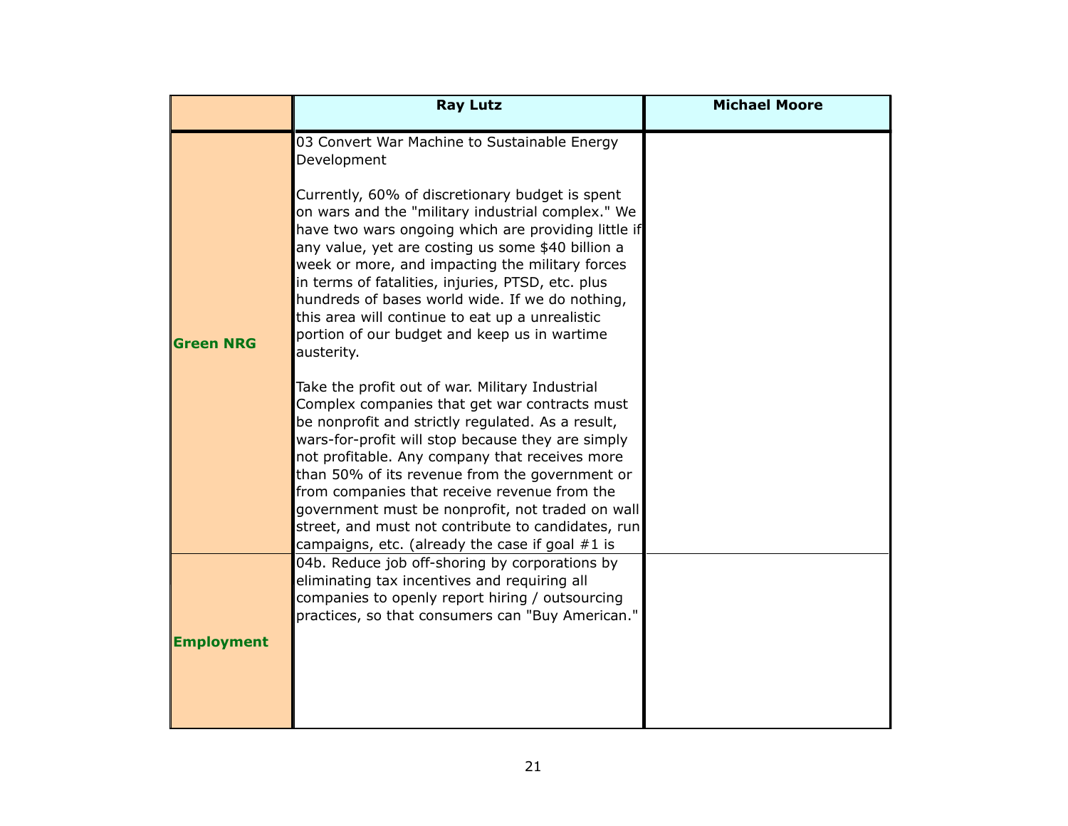| | Ray Lutz | Michael Moore |
|---|---|---|
| **Green NRG** | 03 Convert War Machine to Sustainable Energy Development<br><br>Currently, 60% of discretionary budget is spent on wars and the "military industrial complex." We have two wars ongoing which are providing little if any value, yet are costing us some $40 billion a week or more, and impacting the military forces in terms of fatalities, injuries, PTSD, etc. plus hundreds of bases world wide. If we do nothing, this area will continue to eat up a unrealistic portion of our budget and keep us in wartime austerity.<br><br>Take the profit out of war. Military Industrial Complex companies that get war contracts must be nonprofit and strictly regulated. As a result, wars-for-profit will stop because they are simply not profitable. Any company that receives more than 50% of its revenue from the government or from companies that receive revenue from the government must be nonprofit, not traded on wall street, and must not contribute to candidates, run campaigns, etc. (already the case if goal #1 is | |
| **Employment** | 04b. Reduce job off-shoring by corporations by eliminating tax incentives and requiring all companies to openly report hiring / outsourcing practices, so that consumers can "Buy American." | |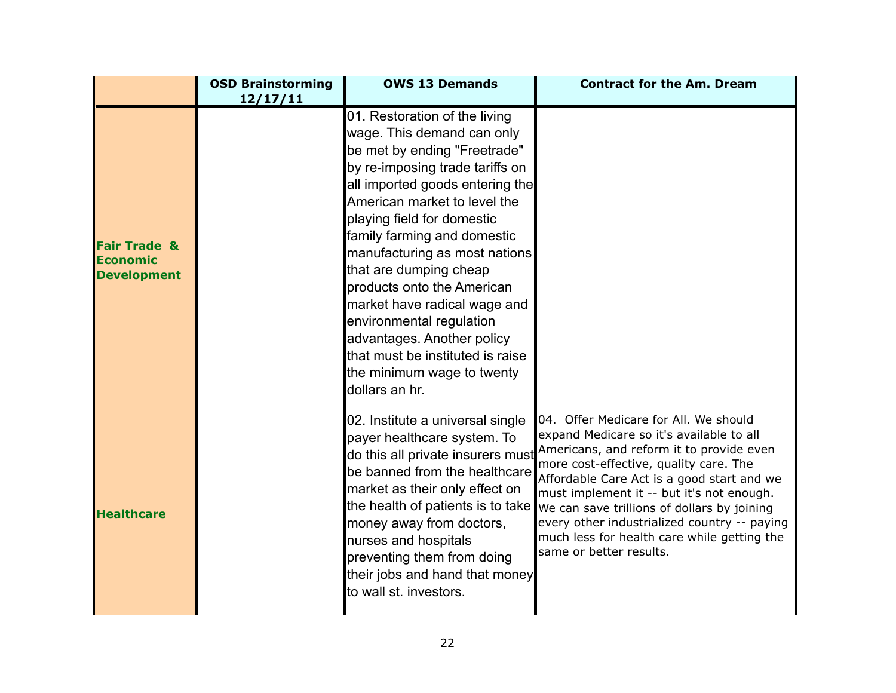| | OSD Brainstorming 12/17/11 | OWS 13 Demands | Contract for the Am. Dream |
|---|---|---|---|
| **Fair Trade & Economic Development** | | 01. Restoration of the living wage. This demand can only be met by ending "Freetrade" by re-imposing trade tariffs on all imported goods entering the American market to level the playing field for domestic family farming and domestic manufacturing as most nations that are dumping cheap products onto the American market have radical wage and environmental regulation advantages. Another policy that must be instituted is raise the minimum wage to twenty dollars an hr. | |
| **Healthcare** | | 02. Institute a universal single payer healthcare system. To do this all private insurers must be banned from the healthcare market as their only effect on the health of patients is to take money away from doctors, nurses and hospitals preventing them from doing their jobs and hand that money to wall st. investors. | 04. Offer Medicare for All. We should expand Medicare so it's available to all Americans, and reform it to provide even more cost-effective, quality care. The Affordable Care Act is a good start and we must implement it -- but it's not enough. We can save trillions of dollars by joining every other industrialized country -- paying much less for health care while getting the same or better results. |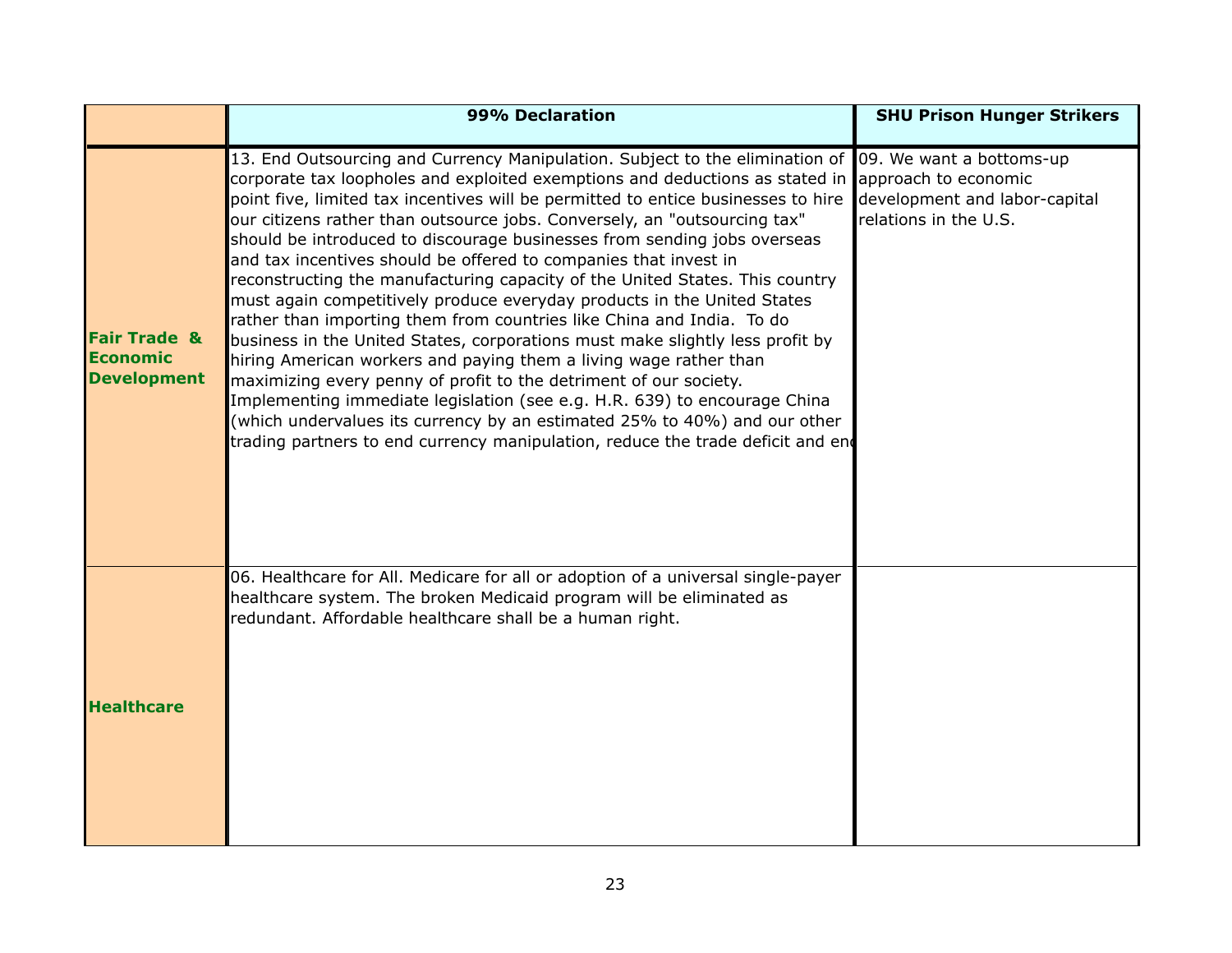| | 99% Declaration | SHU Prison Hunger Strikers |
|---|---|---|
| **Fair Trade & Economic Development** | 13. End Outsourcing and Currency Manipulation. Subject to the elimination of corporate tax loopholes and exploited exemptions and deductions as stated in point five, limited tax incentives will be permitted to entice businesses to hire our citizens rather than outsource jobs. Conversely, an "outsourcing tax" should be introduced to discourage businesses from sending jobs overseas and tax incentives should be offered to companies that invest in reconstructing the manufacturing capacity of the United States. This country must again competitively produce everyday products in the United States rather than importing them from countries like China and India. To do business in the United States, corporations must make slightly less profit by hiring American workers and paying them a living wage rather than maximizing every penny of profit to the detriment of our society. Implementing immediate legislation (see e.g. H.R. 639) to encourage China (which undervalues its currency by an estimated 25% to 40%) and our other trading partners to end currency manipulation, reduce the trade deficit and end | 09. We want a bottoms-up approach to economic development and labor-capital relations in the U.S. |
| **Healthcare** | 06. Healthcare for All. Medicare for all or adoption of a universal single-payer healthcare system. The broken Medicaid program will be eliminated as redundant. Affordable healthcare shall be a human right. | |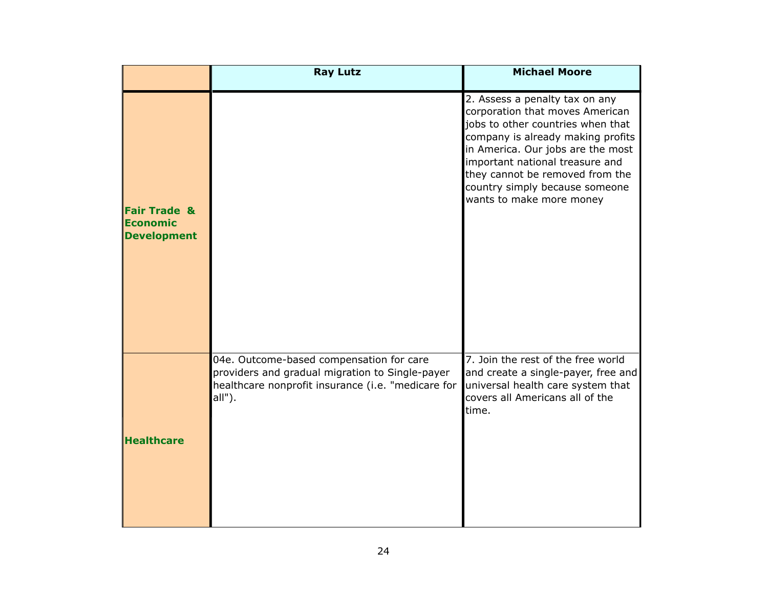| | Ray Lutz | Michael Moore |
|---|---|---|
| **Fair Trade & Economic Development** | | 2. Assess a penalty tax on any corporation that moves American jobs to other countries when that company is already making profits in America. Our jobs are the most important national treasure and they cannot be removed from the country simply because someone wants to make more money |
| **Healthcare** | 04e. Outcome-based compensation for care providers and gradual migration to Single-payer healthcare nonprofit insurance (i.e. "medicare for all"). | 7. Join the rest of the free world and create a single-payer, free and universal health care system that covers all Americans all of the time. |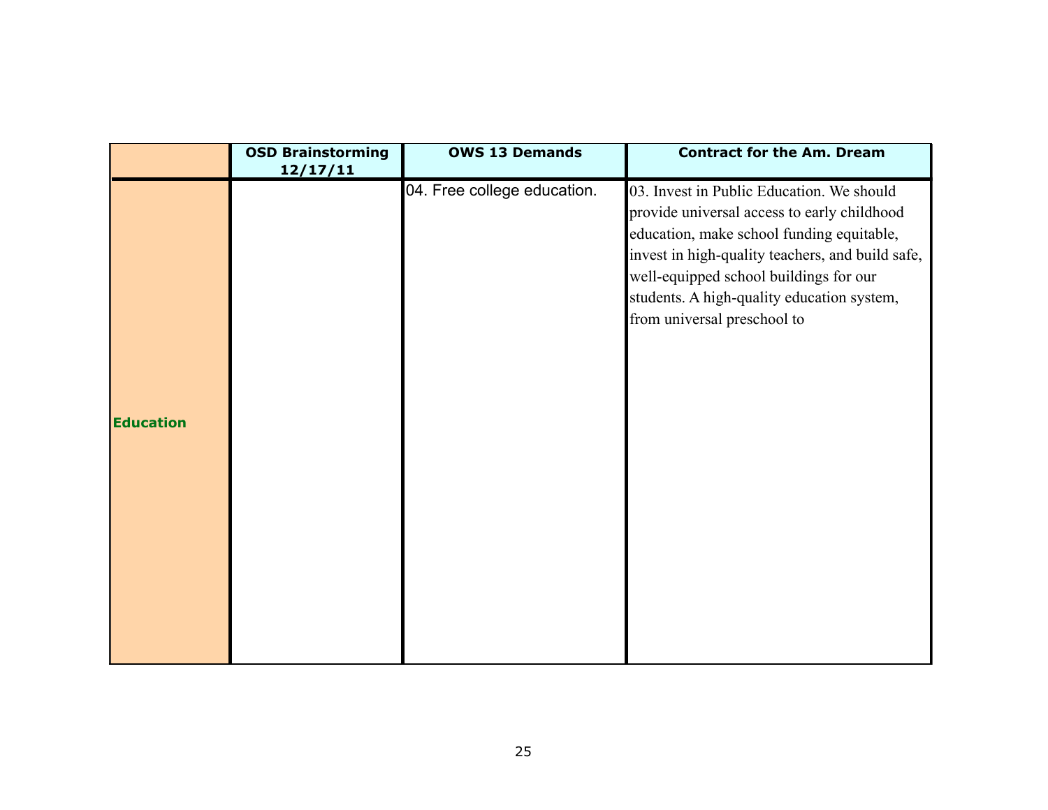| | OSD Brainstorming 12/17/11 | OWS 13 Demands | Contract for the Am. Dream |
|---|---|---|---|
| Education | | 04. Free college education. | 03. Invest in Public Education. We should provide universal access to early childhood education, make school funding equitable, invest in high-quality teachers, and build safe, well-equipped school buildings for our students. A high-quality education system, from universal preschool to |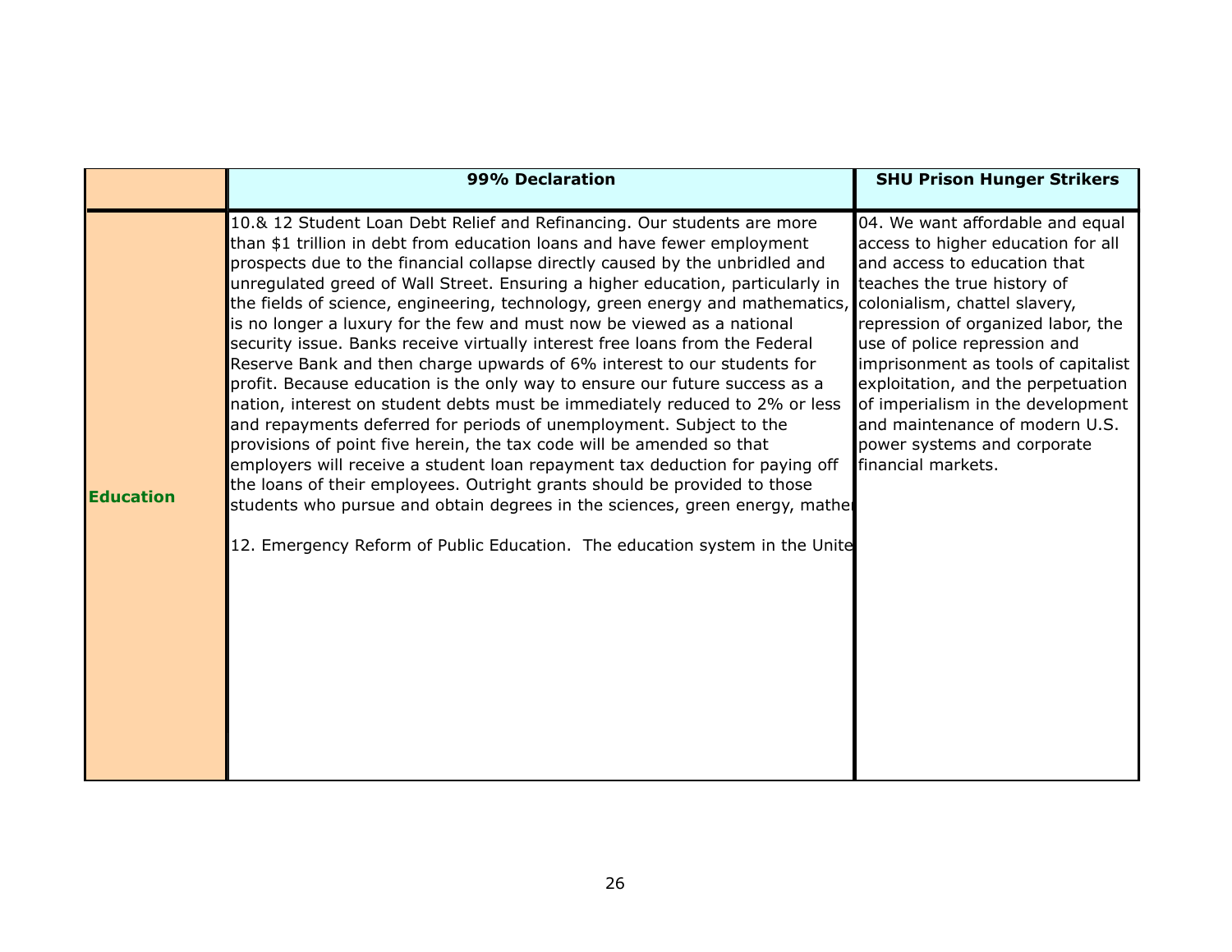| | 99% Declaration | SHU Prison Hunger Strikers |
|---|---|---|
| **Education** | 10.& 12 Student Loan Debt Relief and Refinancing. Our students are more than $1 trillion in debt from education loans and have fewer employment prospects due to the financial collapse directly caused by the unbridled and unregulated greed of Wall Street. Ensuring a higher education, particularly in the fields of science, engineering, technology, green energy and mathematics, is no longer a luxury for the few and must now be viewed as a national security issue. Banks receive virtually interest free loans from the Federal Reserve Bank and then charge upwards of 6% interest to our students for profit. Because education is the only way to ensure our future success as a nation, interest on student debts must be immediately reduced to 2% or less and repayments deferred for periods of unemployment. Subject to the provisions of point five herein, the tax code will be amended so that employers will receive a student loan repayment tax deduction for paying off the loans of their employees. Outright grants should be provided to those students who pursue and obtain degrees in the sciences, green energy, mather<br><br>12. Emergency Reform of Public Education. The education system in the Unite | 04. We want affordable and equal access to higher education for all and access to education that teaches the true history of colonialism, chattel slavery, repression of organized labor, the use of police repression and imprisonment as tools of capitalist exploitation, and the perpetuation of imperialism in the development and maintenance of modern U.S. power systems and corporate financial markets. |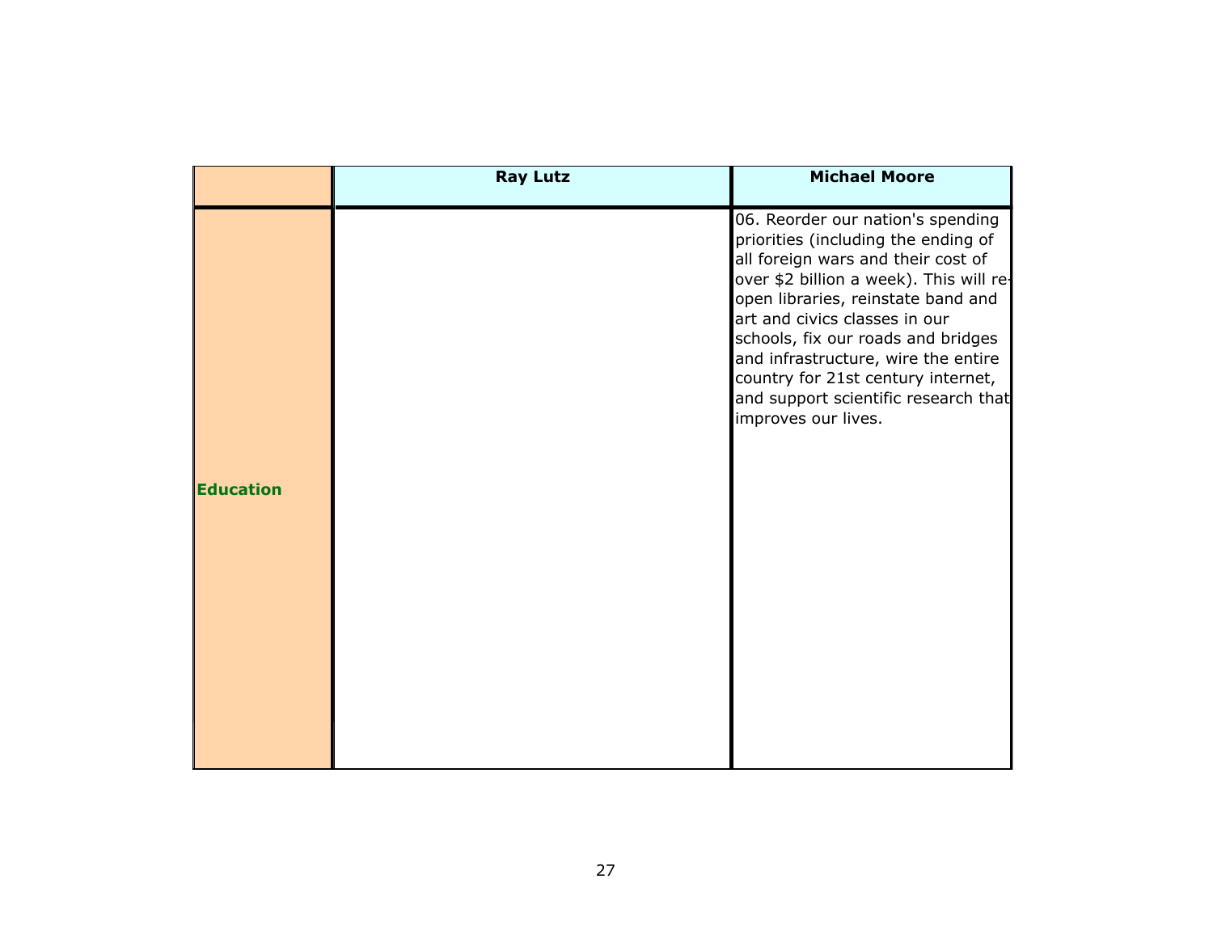| | Ray Lutz | Michael Moore |
|---|---|---|
| Education | | 06. Reorder our nation's spending priorities (including the ending of all foreign wars and their cost of over $2 billion a week). This will re-open libraries, reinstate band and art and civics classes in our schools, fix our roads and bridges and infrastructure, wire the entire country for 21st century internet, and support scientific research that improves our lives. |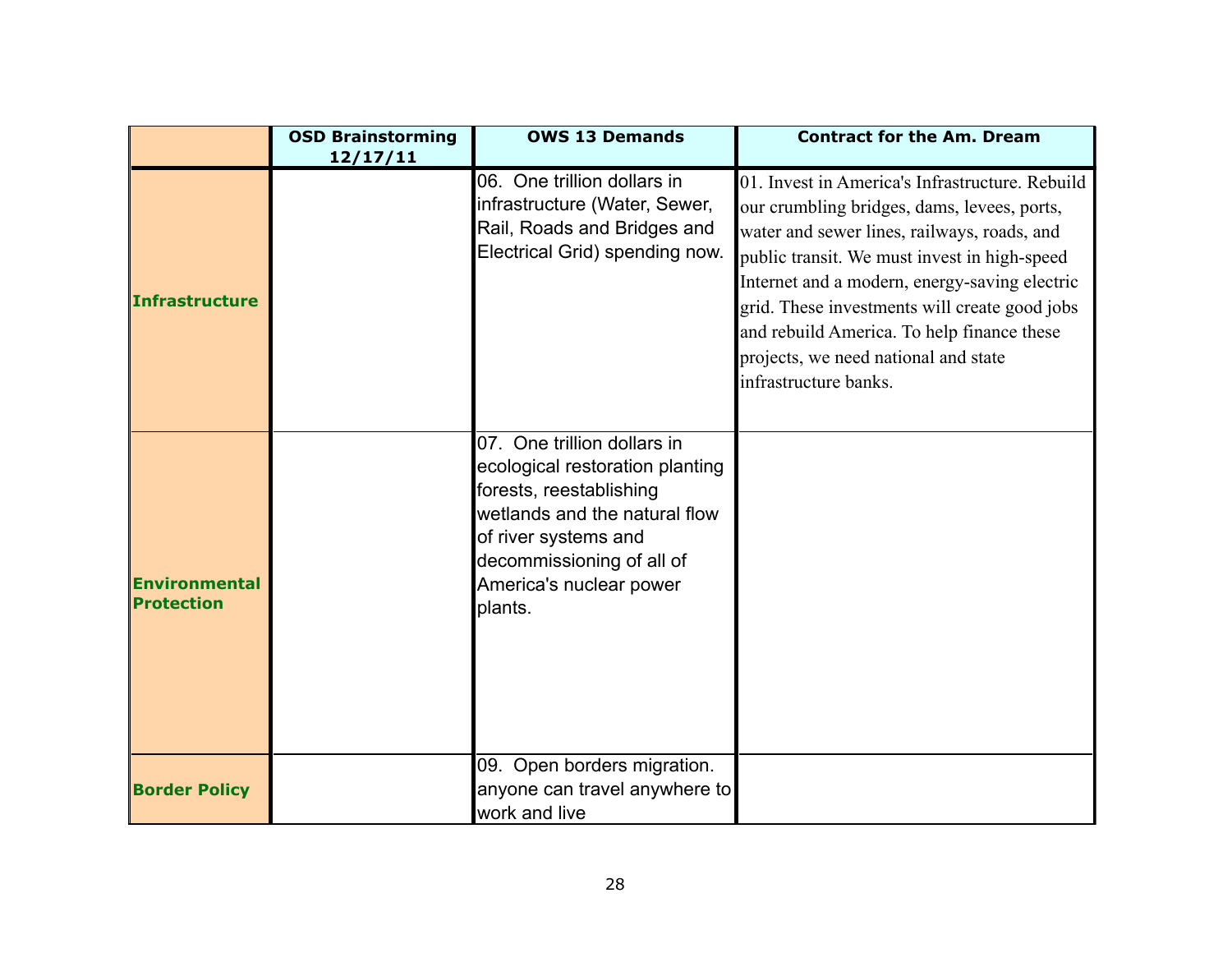| | OSD Brainstorming 12/17/11 | OWS 13 Demands | Contract for the Am. Dream |
|---|---|---|---|
| **Infrastructure** | | 06. One trillion dollars in infrastructure (Water, Sewer, Rail, Roads and Bridges and Electrical Grid) spending now. | 01. Invest in America's Infrastructure. Rebuild our crumbling bridges, dams, levees, ports, water and sewer lines, railways, roads, and public transit. We must invest in high-speed Internet and a modern, energy-saving electric grid. These investments will create good jobs and rebuild America. To help finance these projects, we need national and state infrastructure banks. |
| **Environmental Protection** | | 07. One trillion dollars in ecological restoration planting forests, reestablishing wetlands and the natural flow of river systems and decommissioning of all of America's nuclear power plants. | |
| **Border Policy** | | 09. Open borders migration. anyone can travel anywhere to work and live | |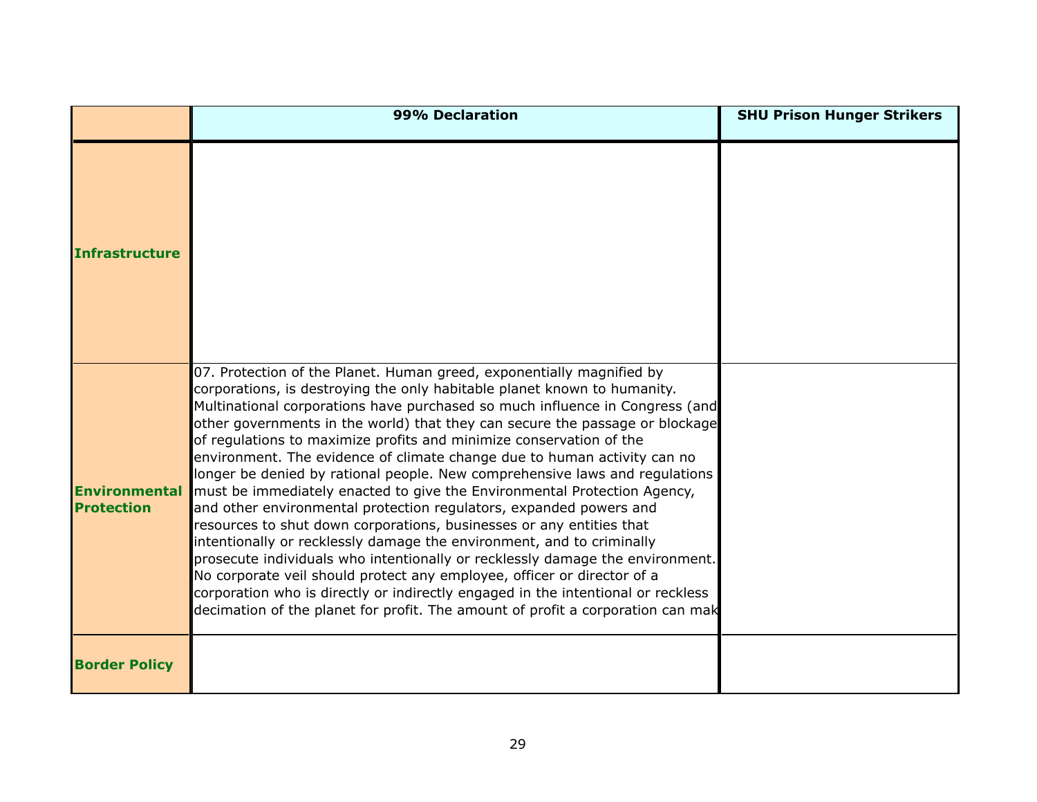| | 99% Declaration | SHU Prison Hunger Strikers |
| --- | --- | --- |
| **Infrastructure** | | |
| **Environmental Protection** | 07. Protection of the Planet. Human greed, exponentially magnified by corporations, is destroying the only habitable planet known to humanity. Multinational corporations have purchased so much influence in Congress (and other governments in the world) that they can secure the passage or blockage of regulations to maximize profits and minimize conservation of the environment. The evidence of climate change due to human activity can no longer be denied by rational people. New comprehensive laws and regulations must be immediately enacted to give the Environmental Protection Agency, and other environmental protection regulators, expanded powers and resources to shut down corporations, businesses or any entities that intentionally or recklessly damage the environment, and to criminally prosecute individuals who intentionally or recklessly damage the environment. No corporate veil should protect any employee, officer or director of a corporation who is directly or indirectly engaged in the intentional or reckless decimation of the planet for profit. The amount of profit a corporation can mak | |
| **Border Policy** | | |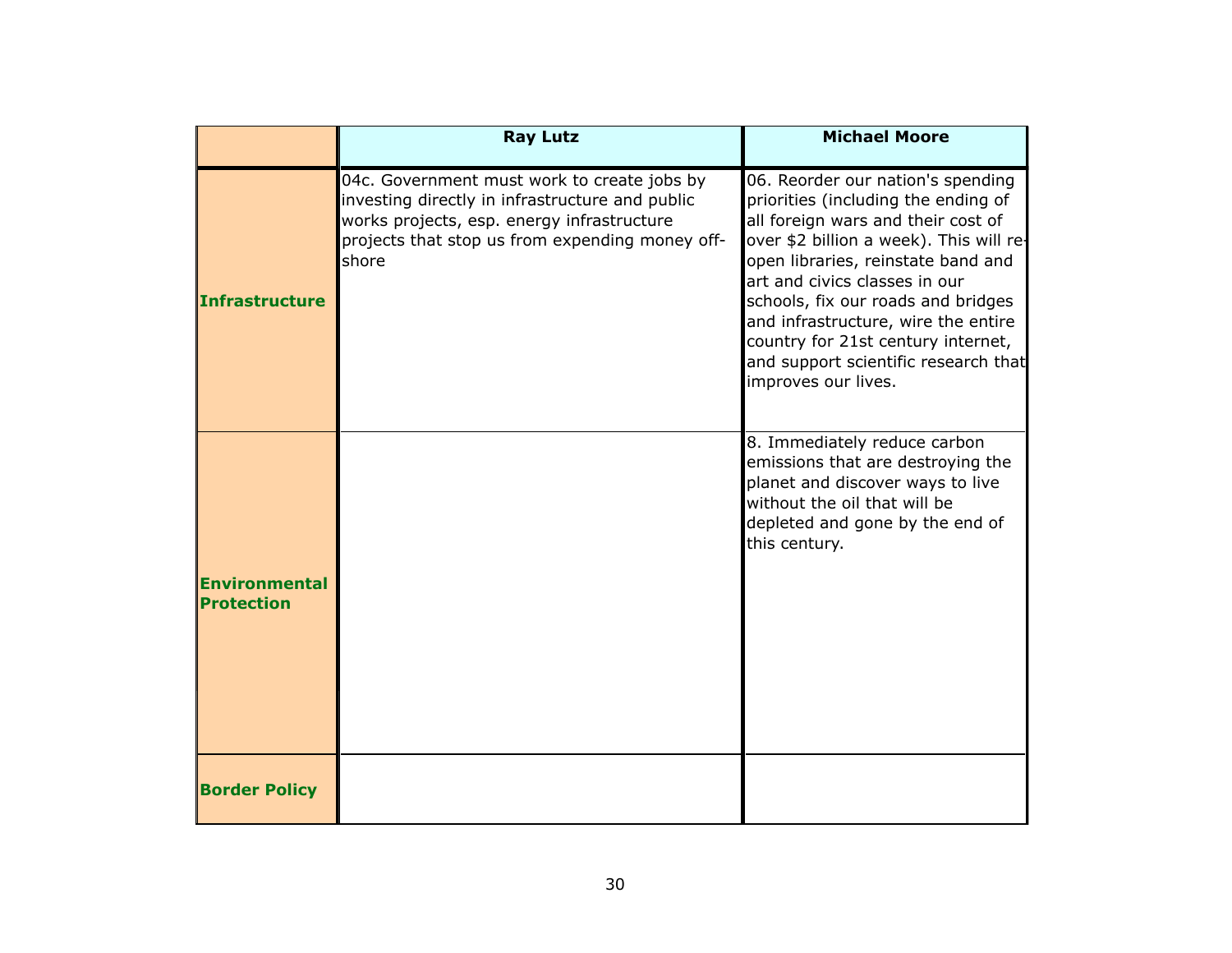| | Ray Lutz | Michael Moore |
|---|---|---|
| **Infrastructure** | 04c. Government must work to create jobs by investing directly in infrastructure and public works projects, esp. energy infrastructure projects that stop us from expending money off-shore | 06. Reorder our nation's spending priorities (including the ending of all foreign wars and their cost of over $2 billion a week). This will re-open libraries, reinstate band and art and civics classes in our schools, fix our roads and bridges and infrastructure, wire the entire country for 21st century internet, and support scientific research that improves our lives. |
| **Environmental Protection** | | 8. Immediately reduce carbon emissions that are destroying the planet and discover ways to live without the oil that will be depleted and gone by the end of this century. |
| **Border Policy** | | |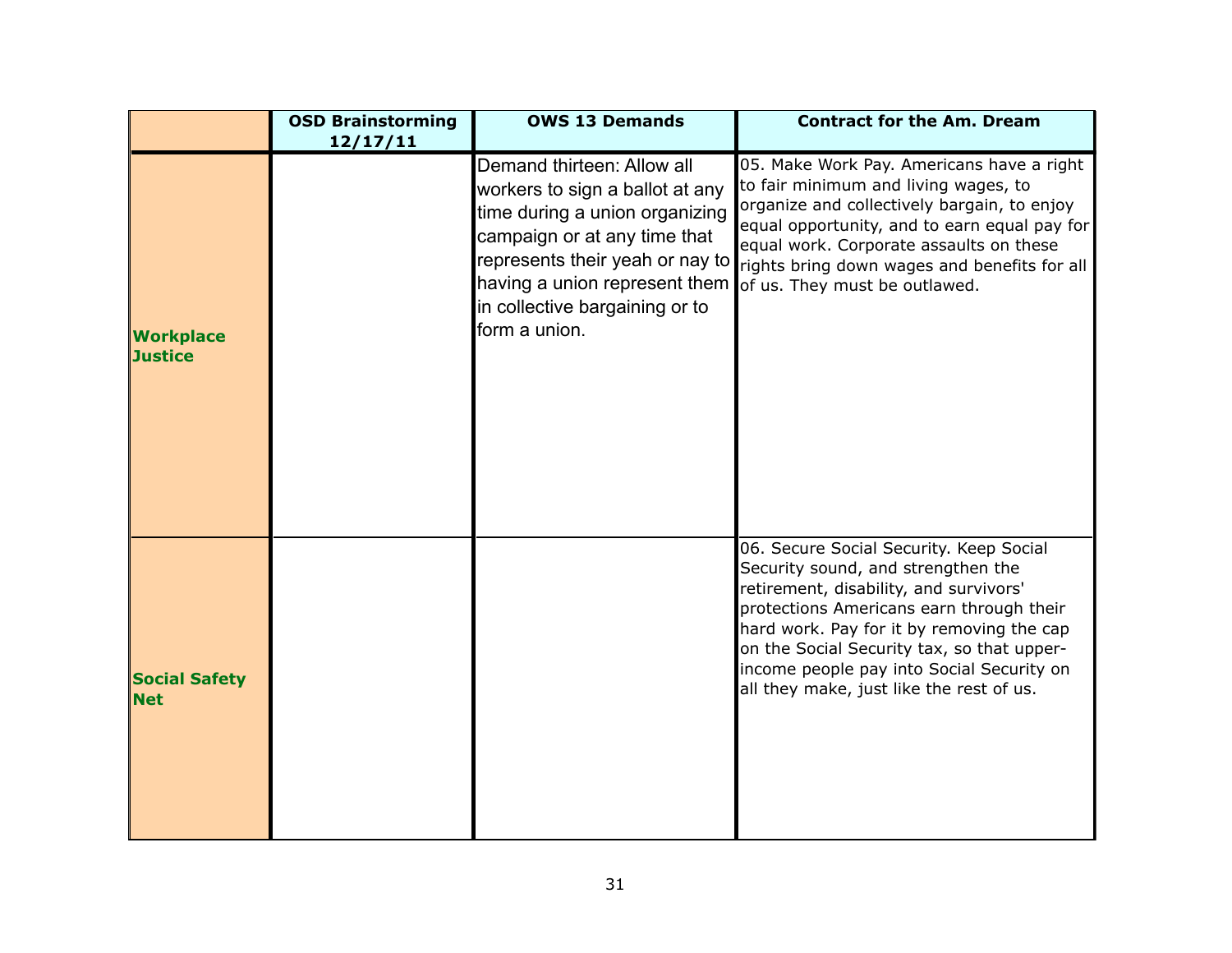| | OSD Brainstorming 12/17/11 | OWS 13 Demands | Contract for the Am. Dream |
|---|---|---|---|
| **Workplace Justice** | | Demand thirteen: Allow all workers to sign a ballot at any time during a union organizing campaign or at any time that represents their yeah or nay to having a union represent them in collective bargaining or to form a union. | 05. Make Work Pay. Americans have a right to fair minimum and living wages, to organize and collectively bargain, to enjoy equal opportunity, and to earn equal pay for equal work. Corporate assaults on these rights bring down wages and benefits for all of us. They must be outlawed. |
| **Social Safety Net** | | | 06. Secure Social Security. Keep Social Security sound, and strengthen the retirement, disability, and survivors' protections Americans earn through their hard work. Pay for it by removing the cap on the Social Security tax, so that upper-income people pay into Social Security on all they make, just like the rest of us. |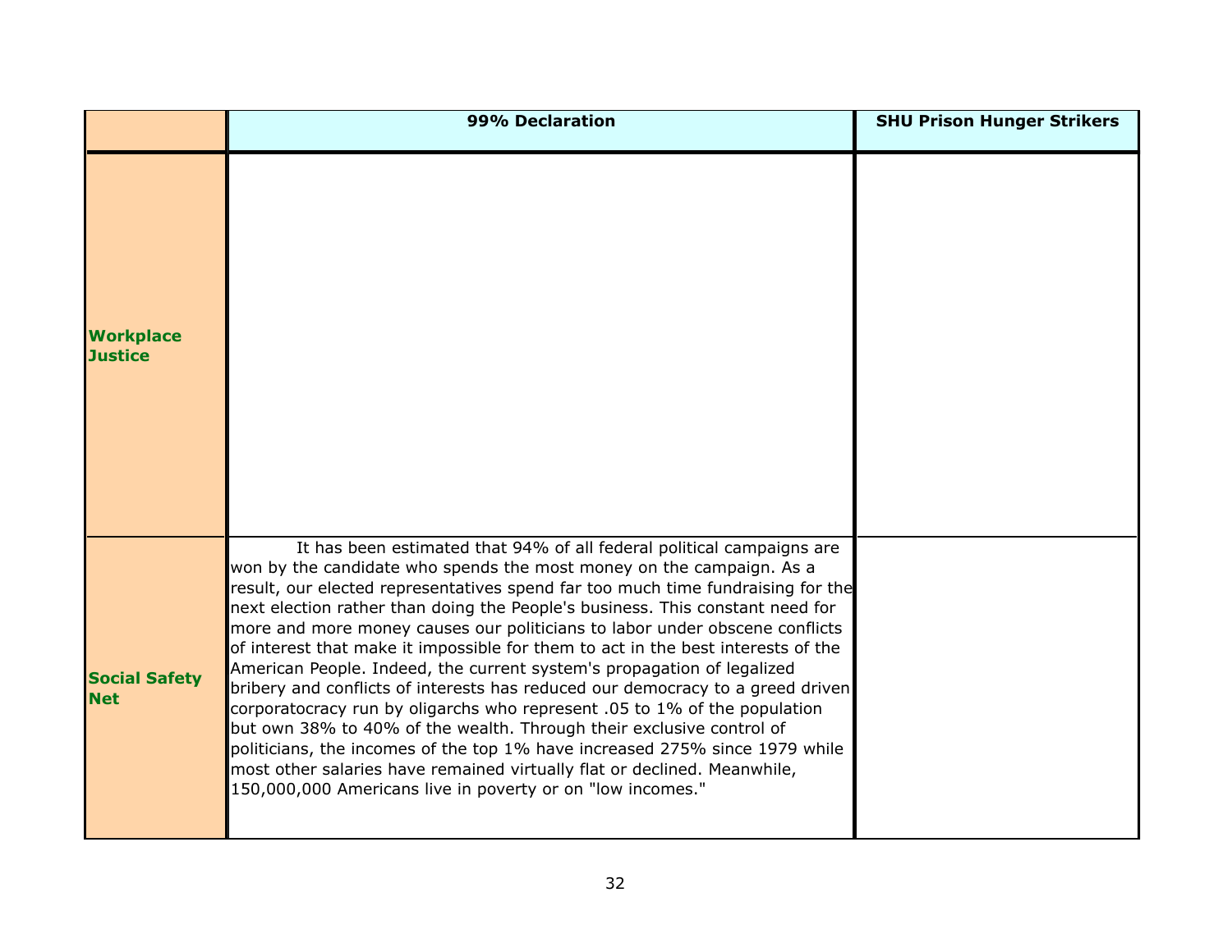| | 99% Declaration | SHU Prison Hunger Strikers |
|---|---|---|
| **Workplace Justice** | | |
| **Social Safety Net** | It has been estimated that 94% of all federal political campaigns are won by the candidate who spends the most money on the campaign. As a result, our elected representatives spend far too much time fundraising for the next election rather than doing the People's business. This constant need for more and more money causes our politicians to labor under obscene conflicts of interest that make it impossible for them to act in the best interests of the American People. Indeed, the current system's propagation of legalized bribery and conflicts of interests has reduced our democracy to a greed driven corporatocracy run by oligarchs who represent .05 to 1% of the population but own 38% to 40% of the wealth. Through their exclusive control of politicians, the incomes of the top 1% have increased 275% since 1979 while most other salaries have remained virtually flat or declined. Meanwhile, 150,000,000 Americans live in poverty or on "low incomes." | |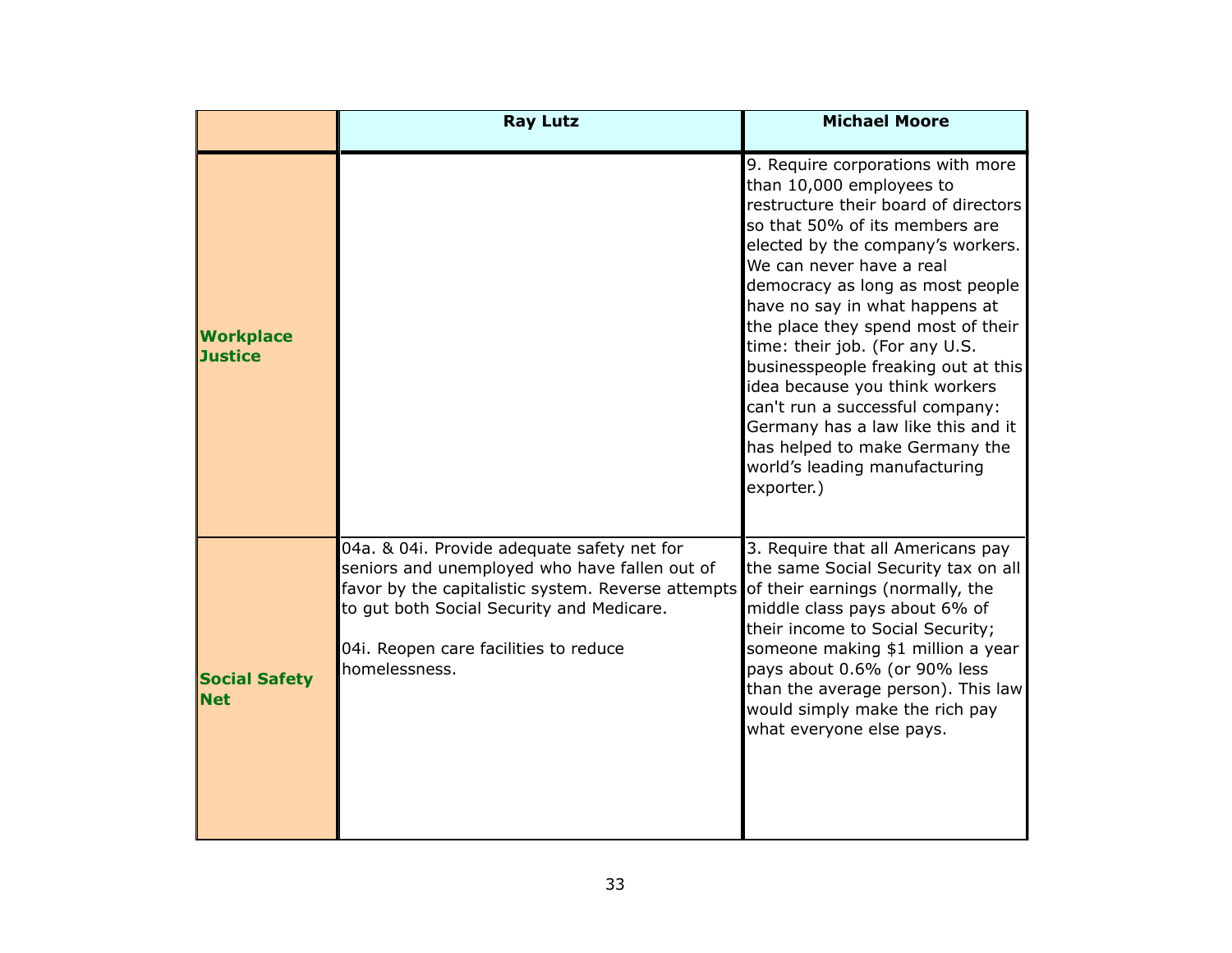| | Ray Lutz | Michael Moore |
|---|---|---|
| **Workplace Justice** | | 9. Require corporations with more than 10,000 employees to restructure their board of directors so that 50% of its members are elected by the company's workers. We can never have a real democracy as long as most people have no say in what happens at the place they spend most of their time: their job. (For any U.S. businesspeople freaking out at this idea because you think workers can't run a successful company: Germany has a law like this and it has helped to make Germany the world's leading manufacturing exporter.) |
| **Social Safety Net** | 04a. & 04i. Provide adequate safety net for seniors and unemployed who have fallen out of favor by the capitalistic system. Reverse attempts to gut both Social Security and Medicare.<br><br>04i. Reopen care facilities to reduce homelessness. | 3. Require that all Americans pay the same Social Security tax on all of their earnings (normally, the middle class pays about 6% of their income to Social Security; someone making $1 million a year pays about 0.6% (or 90% less than the average person). This law would simply make the rich pay what everyone else pays. |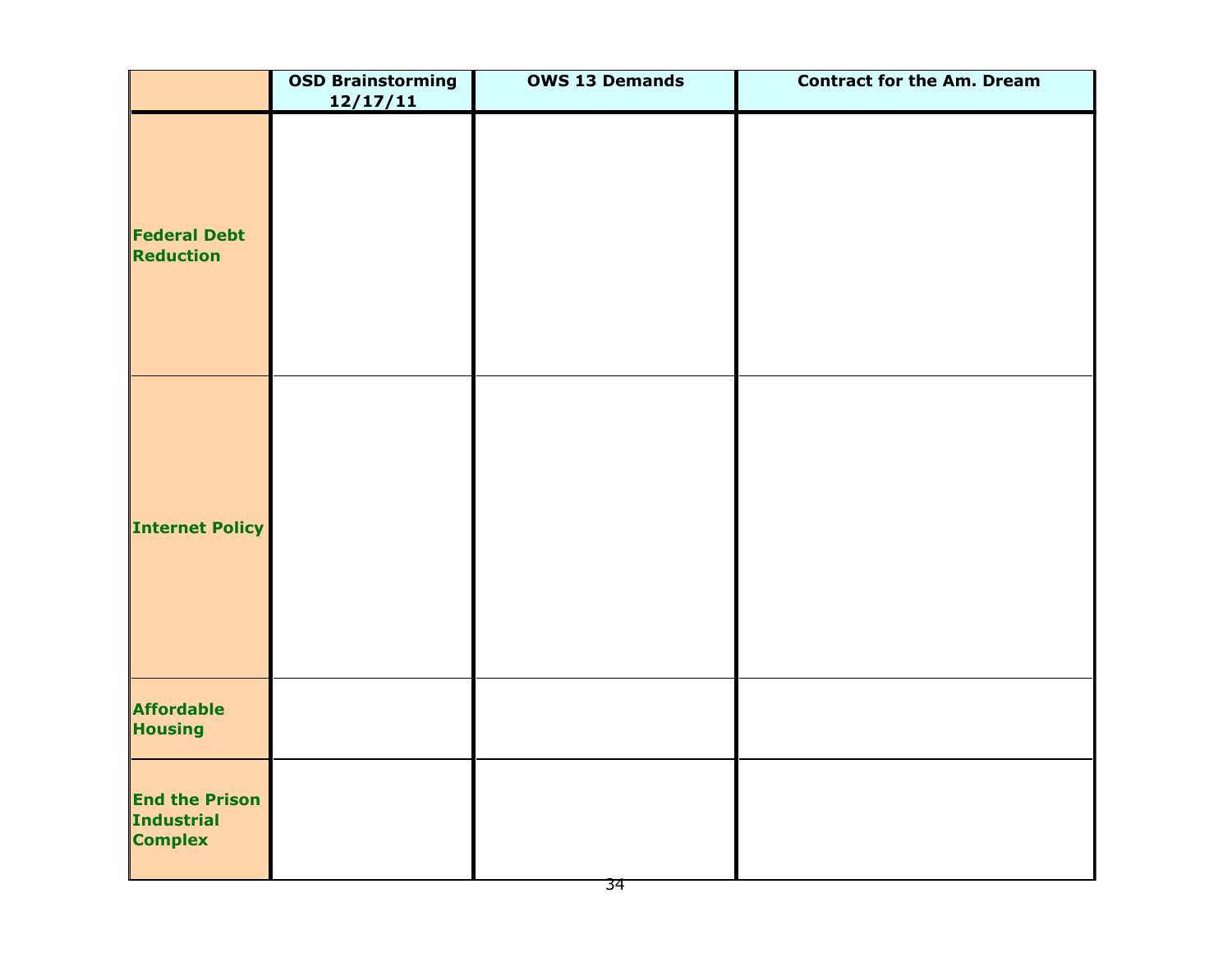| | OSD Brainstorming 12/17/11 | OWS 13 Demands | Contract for the Am. Dream |
|---|---|---|---|
| **Federal Debt Reduction** | | | |
| **Internet Policy** | | | |
| **Affordable Housing** | | | |
| **End the Prison Industrial Complex** | | | |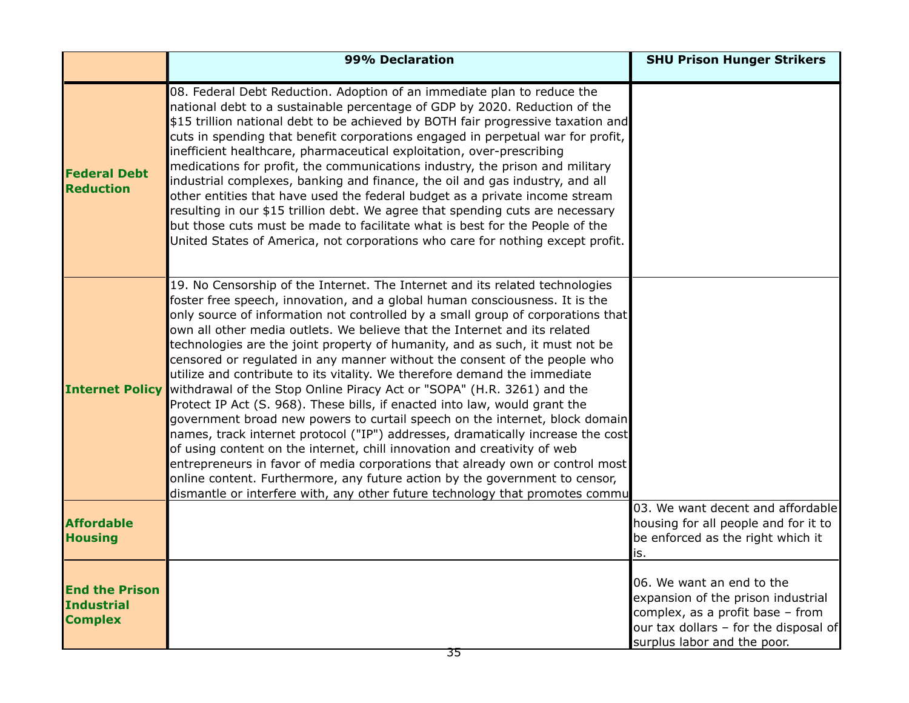| | 99% Declaration | SHU Prison Hunger Strikers |
|---|---|---|
| **Federal Debt Reduction** | 08. Federal Debt Reduction. Adoption of an immediate plan to reduce the national debt to a sustainable percentage of GDP by 2020. Reduction of the $15 trillion national debt to be achieved by BOTH fair progressive taxation and cuts in spending that benefit corporations engaged in perpetual war for profit, inefficient healthcare, pharmaceutical exploitation, over-prescribing medications for profit, the communications industry, the prison and military industrial complexes, banking and finance, the oil and gas industry, and all other entities that have used the federal budget as a private income stream resulting in our $15 trillion debt. We agree that spending cuts are necessary but those cuts must be made to facilitate what is best for the People of the United States of America, not corporations who care for nothing except profit. | |
| **Internet Policy** | 19. No Censorship of the Internet. The Internet and its related technologies foster free speech, innovation, and a global human consciousness. It is the only source of information not controlled by a small group of corporations that own all other media outlets. We believe that the Internet and its related technologies are the joint property of humanity, and as such, it must not be censored or regulated in any manner without the consent of the people who utilize and contribute to its vitality. We therefore demand the immediate withdrawal of the Stop Online Piracy Act or "SOPA" (H.R. 3261) and the Protect IP Act (S. 968). These bills, if enacted into law, would grant the government broad new powers to curtail speech on the internet, block domain names, track internet protocol ("IP") addresses, dramatically increase the cost of using content on the internet, chill innovation and creativity of web entrepreneurs in favor of media corporations that already own or control most online content. Furthermore, any future action by the government to censor, dismantle or interfere with, any other future technology that promotes commu | |
| **Affordable Housing** | | 03. We want decent and affordable housing for all people and for it to be enforced as the right which it is. |
| **End the Prison Industrial Complex** | | 06. We want an end to the expansion of the prison industrial complex, as a profit base – from our tax dollars – for the disposal of surplus labor and the poor. |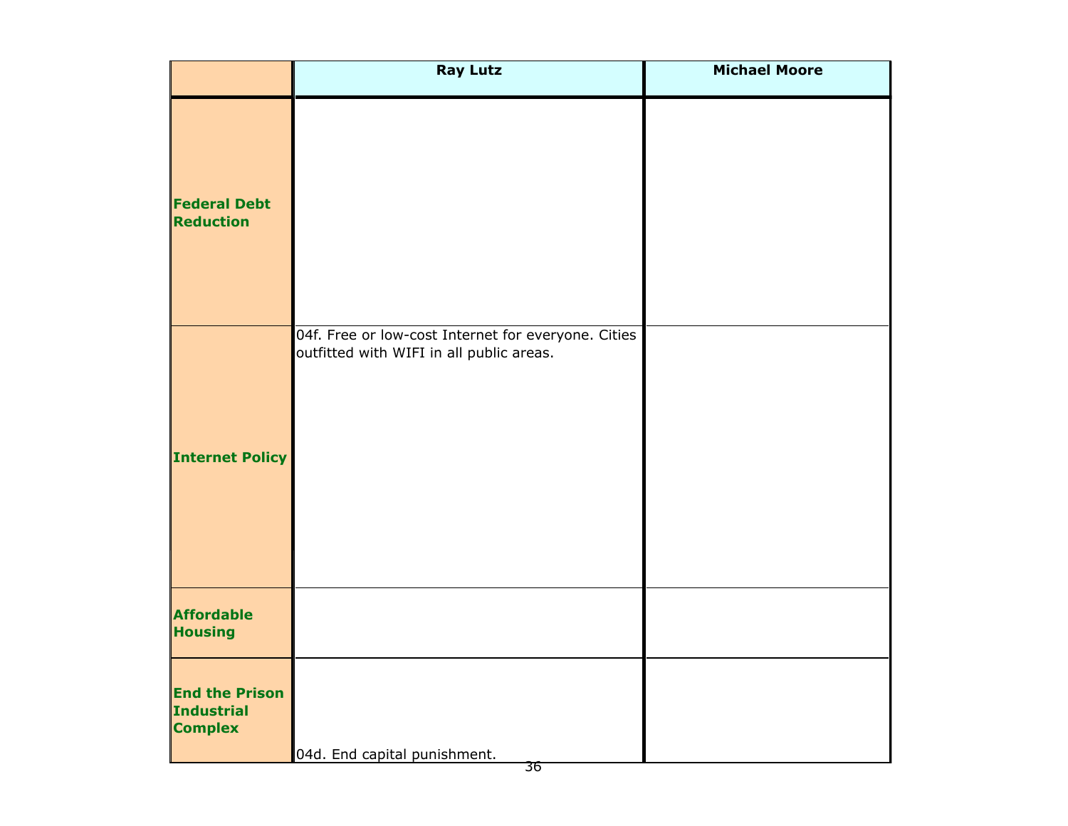| | Ray Lutz | Michael Moore |
|---|---|---|
| **Federal Debt Reduction** | | |
| **Internet Policy** | 04f. Free or low-cost Internet for everyone. Cities outfitted with WIFI in all public areas. | |
| **Affordable Housing** | | |
| **End the Prison Industrial Complex** | 04d. End capital punishment. | |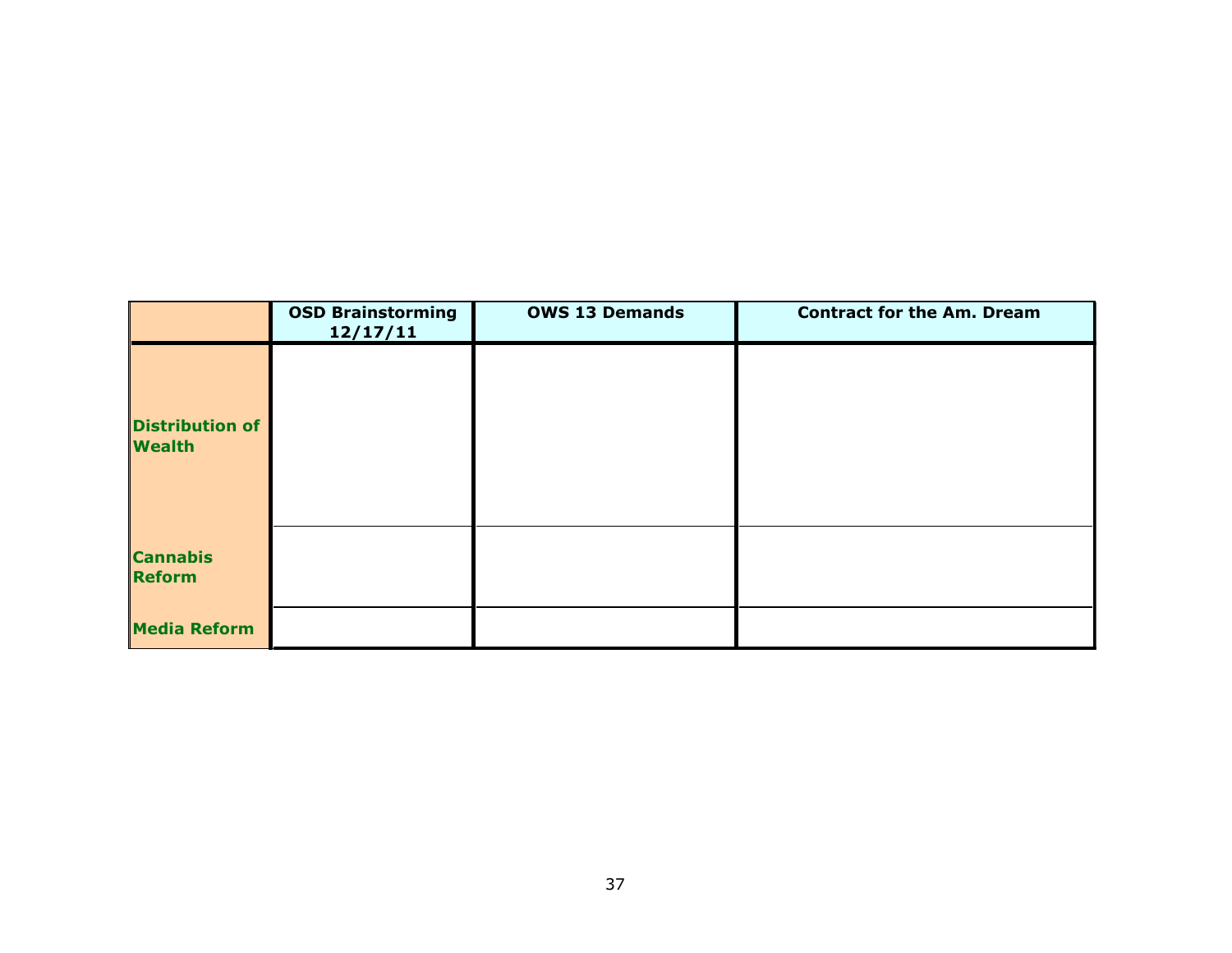| | OSD Brainstorming 12/17/11 | OWS 13 Demands | Contract for the Am. Dream |
|---|---|---|---|
| **Distribution of Wealth** | | | |
| **Cannabis Reform** | | | |
| **Media Reform** | | | |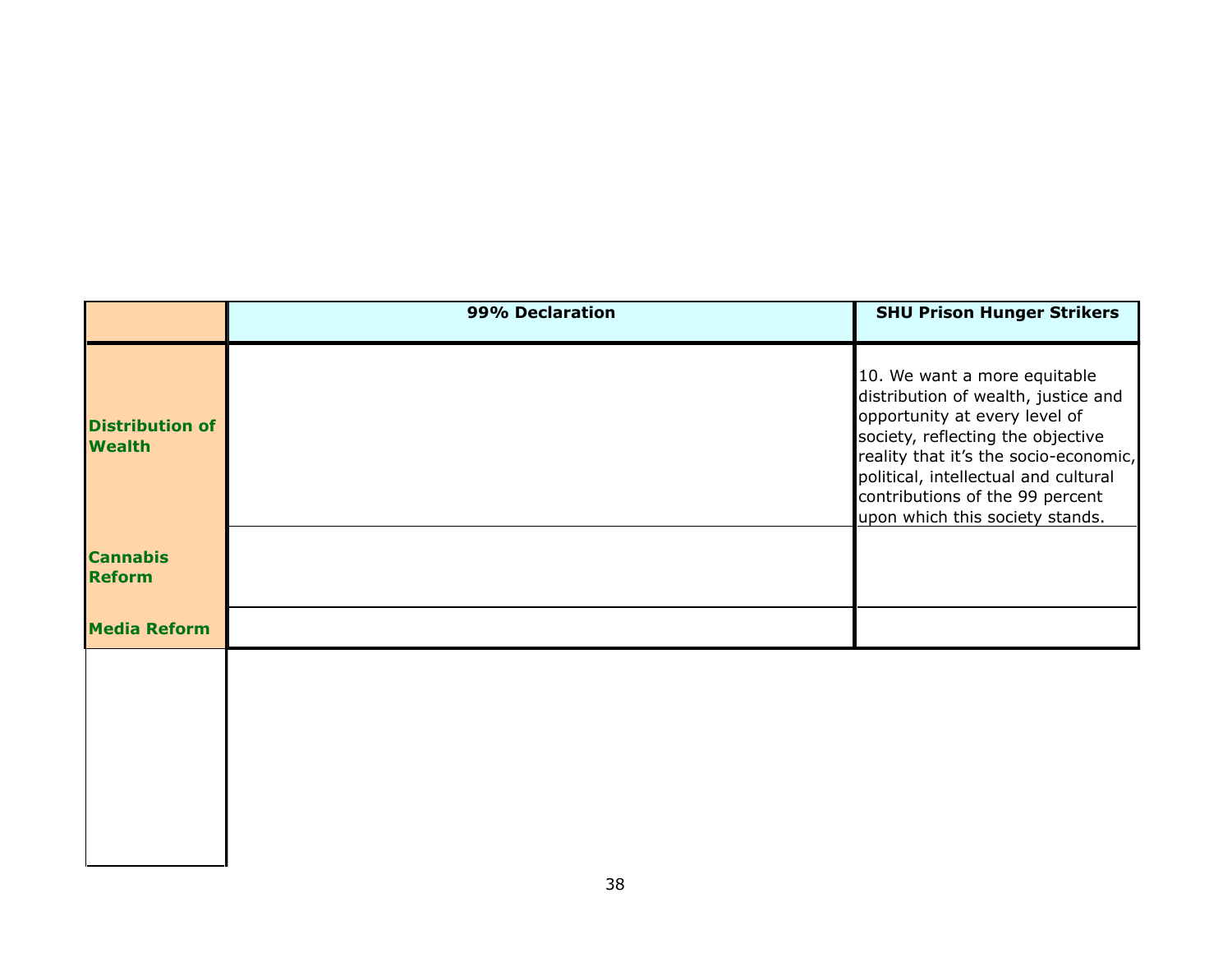| | 99% Declaration | SHU Prison Hunger Strikers |
|---|---|---|
| **Distribution of Wealth** | | 10. We want a more equitable distribution of wealth, justice and opportunity at every level of society, reflecting the objective reality that it's the socio-economic, political, intellectual and cultural contributions of the 99 percent upon which this society stands. |
| **Cannabis Reform** | | |
| **Media Reform** | | |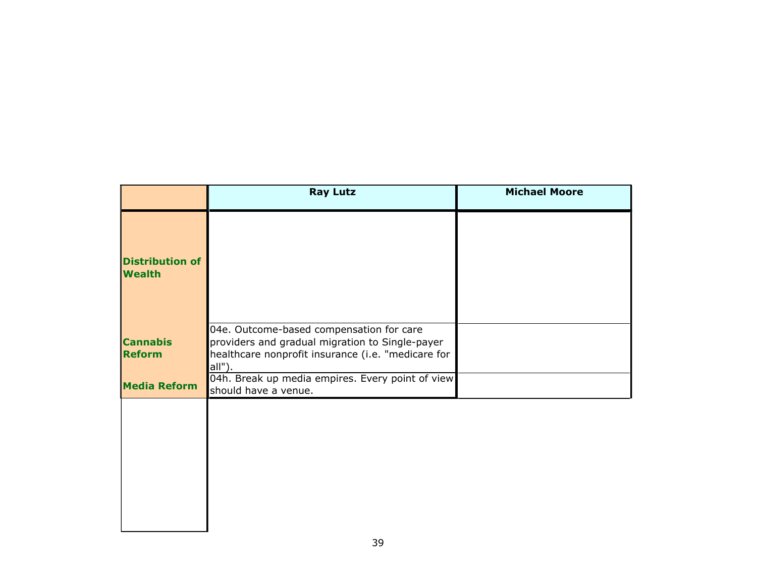| | Ray Lutz | Michael Moore |
|---|---|---|
| Distribution of Wealth | | |
| Cannabis Reform | 04e. Outcome-based compensation for care providers and gradual migration to Single-payer healthcare nonprofit insurance (i.e. "medicare for all"). | |
| Media Reform | 04h. Break up media empires. Every point of view should have a venue. | |